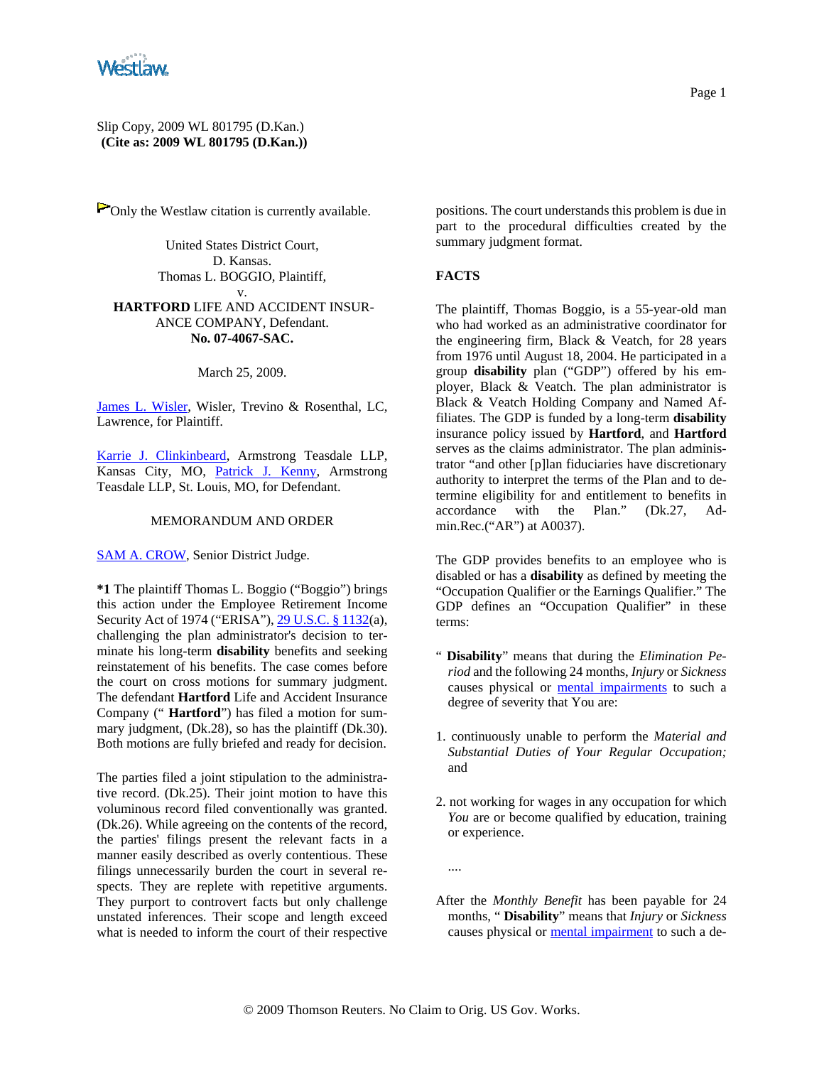Slip Copy, 2009 WL 801795 (D.Kan.)
**(Cite as: 2009 WL 801795 (D.Kan.))**

Only the Westlaw citation is currently available.

United States District Court,
D. Kansas.
Thomas L. BOGGIO, Plaintiff,
v.
**HARTFORD** LIFE AND ACCIDENT INSURANCE COMPANY, Defendant.
**No. 07-4067-SAC.**

March 25, 2009.

James L. Wisler, Wisler, Trevino & Rosenthal, LC, Lawrence, for Plaintiff.

Karrie J. Clinkinbeard, Armstrong Teasdale LLP, Kansas City, MO, Patrick J. Kenny, Armstrong Teasdale LLP, St. Louis, MO, for Defendant.

MEMORANDUM AND ORDER

SAM A. CROW, Senior District Judge.

**\*1** The plaintiff Thomas L. Boggio ("Boggio") brings this action under the Employee Retirement Income Security Act of 1974 ("ERISA"), 29 U.S.C. § 1132(a), challenging the plan administrator's decision to terminate his long-term **disability** benefits and seeking reinstatement of his benefits. The case comes before the court on cross motions for summary judgment. The defendant **Hartford** Life and Accident Insurance Company (" **Hartford**") has filed a motion for summary judgment, (Dk.28), so has the plaintiff (Dk.30). Both motions are fully briefed and ready for decision.

The parties filed a joint stipulation to the administrative record. (Dk.25). Their joint motion to have this voluminous record filed conventionally was granted. (Dk.26). While agreeing on the contents of the record, the parties' filings present the relevant facts in a manner easily described as overly contentious. These filings unnecessarily burden the court in several respects. They are replete with repetitive arguments. They purport to controvert facts but only challenge unstated inferences. Their scope and length exceed what is needed to inform the court of their respective positions. The court understands this problem is due in part to the procedural difficulties created by the summary judgment format.

**FACTS**

The plaintiff, Thomas Boggio, is a 55-year-old man who had worked as an administrative coordinator for the engineering firm, Black & Veatch, for 28 years from 1976 until August 18, 2004. He participated in a group **disability** plan ("GDP") offered by his employer, Black & Veatch. The plan administrator is Black & Veatch Holding Company and Named Affiliates. The GDP is funded by a long-term **disability** insurance policy issued by **Hartford**, and **Hartford** serves as the claims administrator. The plan administrator "and other [p]lan fiduciaries have discretionary authority to interpret the terms of the Plan and to determine eligibility for and entitlement to benefits in accordance with the Plan." (Dk.27, Admin.Rec.("AR") at A0037).

The GDP provides benefits to an employee who is disabled or has a **disability** as defined by meeting the "Occupation Qualifier or the Earnings Qualifier." The GDP defines an "Occupation Qualifier" in these terms:

" **Disability**" means that during the *Elimination Period* and the following 24 months, *Injury* or *Sickness* causes physical or mental impairments to such a degree of severity that You are:

1. continuously unable to perform the *Material and Substantial Duties of Your Regular Occupation;* and

2. not working for wages in any occupation for which *You* are or become qualified by education, training or experience.

....

After the *Monthly Benefit* has been payable for 24 months, " **Disability**" means that *Injury* or *Sickness* causes physical or mental impairment to such a de-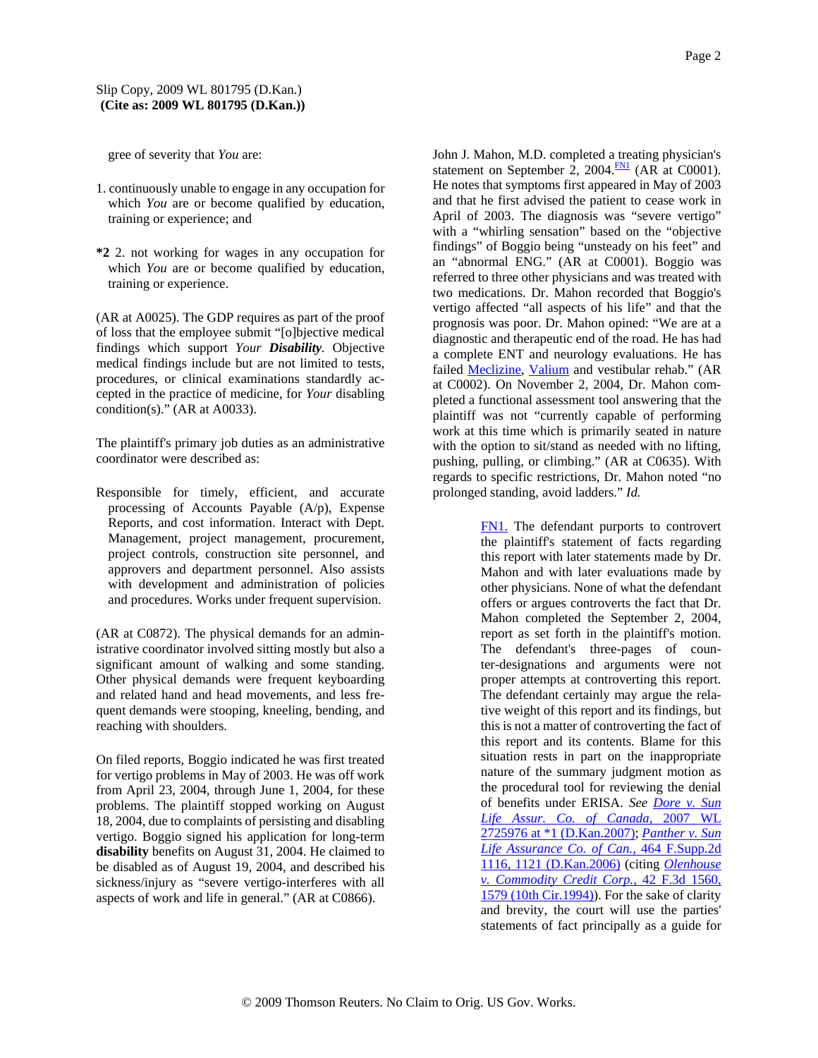gree of severity that *You* are:

1. continuously unable to engage in any occupation for which *You* are or become qualified by education, training or experience; and

**\*2** 2. not working for wages in any occupation for which *You* are or become qualified by education, training or experience.

(AR at A0025). The GDP requires as part of the proof of loss that the employee submit "[o]bjective medical findings which support *Your* ***Disability***. Objective medical findings include but are not limited to tests, procedures, or clinical examinations standardly accepted in the practice of medicine, for *Your* disabling condition(s)." (AR at A0033).

The plaintiff's primary job duties as an administrative coordinator were described as:

> Responsible for timely, efficient, and accurate processing of Accounts Payable (A/p), Expense Reports, and cost information. Interact with Dept. Management, project management, procurement, project controls, construction site personnel, and approvers and department personnel. Also assists with development and administration of policies and procedures. Works under frequent supervision.

(AR at C0872). The physical demands for an administrative coordinator involved sitting mostly but also a significant amount of walking and some standing. Other physical demands were frequent keyboarding and related hand and head movements, and less frequent demands were stooping, kneeling, bending, and reaching with shoulders.

On filed reports, Boggio indicated he was first treated for vertigo problems in May of 2003. He was off work from April 23, 2004, through June 1, 2004, for these problems. The plaintiff stopped working on August 18, 2004, due to complaints of persisting and disabling vertigo. Boggio signed his application for long-term **disability** benefits on August 31, 2004. He claimed to be disabled as of August 19, 2004, and described his sickness/injury as "severe vertigo-interferes with all aspects of work and life in general." (AR at C0866).

John J. Mahon, M.D. completed a treating physician's statement on September 2, 2004.[FN1] (AR at C0001). He notes that symptoms first appeared in May of 2003 and that he first advised the patient to cease work in April of 2003. The diagnosis was "severe vertigo" with a "whirling sensation" based on the "objective findings" of Boggio being "unsteady on his feet" and an "abnormal ENG." (AR at C0001). Boggio was referred to three other physicians and was treated with two medications. Dr. Mahon recorded that Boggio's vertigo affected "all aspects of his life" and that the prognosis was poor. Dr. Mahon opined: "We are at a diagnostic and therapeutic end of the road. He has had a complete ENT and neurology evaluations. He has failed Meclizine, Valium and vestibular rehab." (AR at C0002). On November 2, 2004, Dr. Mahon completed a functional assessment tool answering that the plaintiff was not "currently capable of performing work at this time which is primarily seated in nature with the option to sit/stand as needed with no lifting, pushing, pulling, or climbing." (AR at C0635). With regards to specific restrictions, Dr. Mahon noted "no prolonged standing, avoid ladders." *Id.*

> FN1. The defendant purports to controvert the plaintiff's statement of facts regarding this report with later statements made by Dr. Mahon and with later evaluations made by other physicians. None of what the defendant offers or argues controverts the fact that Dr. Mahon completed the September 2, 2004, report as set forth in the plaintiff's motion. The defendant's three-pages of counter-designations and arguments were not proper attempts at controverting this report. The defendant certainly may argue the relative weight of this report and its findings, but this is not a matter of controverting the fact of this report and its contents. Blame for this situation rests in part on the inappropriate nature of the summary judgment motion as the procedural tool for reviewing the denial of benefits under ERISA. *See* *Dore v. Sun Life Assur. Co. of Canada,* 2007 WL 2725976 at \*1 (D.Kan.2007); *Panther v. Sun Life Assurance Co. of Can.,* 464 F.Supp.2d 1116, 1121 (D.Kan.2006) (citing *Olenhouse v. Commodity Credit Corp.,* 42 F.3d 1560, 1579 (10th Cir.1994)). For the sake of clarity and brevity, the court will use the parties' statements of fact principally as a guide for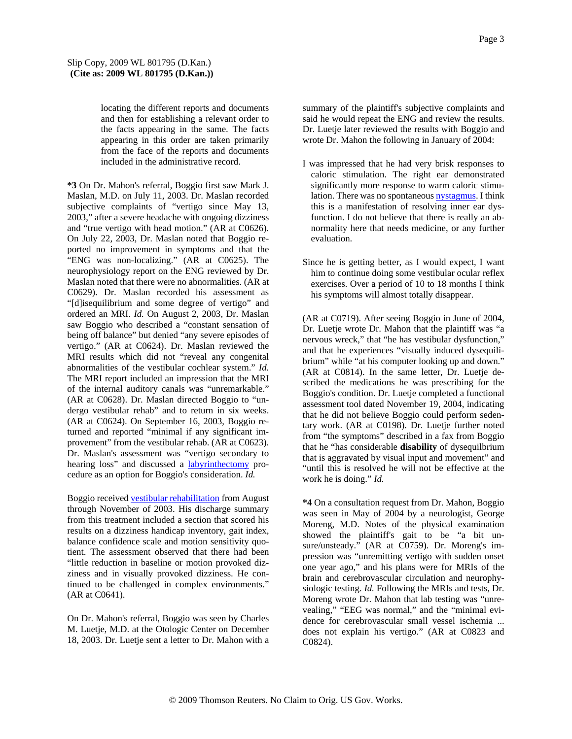locating the different reports and documents and then for establishing a relevant order to the facts appearing in the same. The facts appearing in this order are taken primarily from the face of the reports and documents included in the administrative record.

**\*3** On Dr. Mahon's referral, Boggio first saw Mark J. Maslan, M.D. on July 11, 2003. Dr. Maslan recorded subjective complaints of "vertigo since May 13, 2003," after a severe headache with ongoing dizziness and "true vertigo with head motion." (AR at C0626). On July 22, 2003, Dr. Maslan noted that Boggio reported no improvement in symptoms and that the "ENG was non-localizing." (AR at C0625). The neurophysiology report on the ENG reviewed by Dr. Maslan noted that there were no abnormalities. (AR at C0629). Dr. Maslan recorded his assessment as "[d]isequilibrium and some degree of vertigo" and ordered an MRI. *Id.* On August 2, 2003, Dr. Maslan saw Boggio who described a "constant sensation of being off balance" but denied "any severe episodes of vertigo." (AR at C0624). Dr. Maslan reviewed the MRI results which did not "reveal any congenital abnormalities of the vestibular cochlear system." *Id.* The MRI report included an impression that the MRI of the internal auditory canals was "unremarkable." (AR at C0628). Dr. Maslan directed Boggio to "undergo vestibular rehab" and to return in six weeks. (AR at C0624). On September 16, 2003, Boggio returned and reported "minimal if any significant improvement" from the vestibular rehab. (AR at C0623). Dr. Maslan's assessment was "vertigo secondary to hearing loss" and discussed a labyrinthectomy procedure as an option for Boggio's consideration. *Id.*

Boggio received vestibular rehabilitation from August through November of 2003. His discharge summary from this treatment included a section that scored his results on a dizziness handicap inventory, gait index, balance confidence scale and motion sensitivity quotient. The assessment observed that there had been "little reduction in baseline or motion provoked dizziness and in visually provoked dizziness. He continued to be challenged in complex environments." (AR at C0641).

On Dr. Mahon's referral, Boggio was seen by Charles M. Luetje, M.D. at the Otologic Center on December 18, 2003. Dr. Luetje sent a letter to Dr. Mahon with a summary of the plaintiff's subjective complaints and said he would repeat the ENG and review the results. Dr. Luetje later reviewed the results with Boggio and wrote Dr. Mahon the following in January of 2004:

> I was impressed that he had very brisk responses to caloric stimulation. The right ear demonstrated significantly more response to warm caloric stimulation. There was no spontaneous nystagmus. I think this is a manifestation of resolving inner ear dysfunction. I do not believe that there is really an abnormality here that needs medicine, or any further evaluation.
>
> Since he is getting better, as I would expect, I want him to continue doing some vestibular ocular reflex exercises. Over a period of 10 to 18 months I think his symptoms will almost totally disappear.

(AR at C0719). After seeing Boggio in June of 2004, Dr. Luetje wrote Dr. Mahon that the plaintiff was "a nervous wreck," that "he has vestibular dysfunction," and that he experiences "visually induced dysequilibrium" while "at his computer looking up and down." (AR at C0814). In the same letter, Dr. Luetje described the medications he was prescribing for the Boggio's condition. Dr. Luetje completed a functional assessment tool dated November 19, 2004, indicating that he did not believe Boggio could perform sedentary work. (AR at C0198). Dr. Luetje further noted from "the symptoms" described in a fax from Boggio that he "has considerable **disability** of dysequilbrium that is aggravated by visual input and movement" and "until this is resolved he will not be effective at the work he is doing." *Id.*

**\*4** On a consultation request from Dr. Mahon, Boggio was seen in May of 2004 by a neurologist, George Moreng, M.D. Notes of the physical examination showed the plaintiff's gait to be "a bit unsure/unsteady." (AR at C0759). Dr. Moreng's impression was "unremitting vertigo with sudden onset one year ago," and his plans were for MRIs of the brain and cerebrovascular circulation and neurophysiologic testing. *Id.* Following the MRIs and tests, Dr. Moreng wrote Dr. Mahon that lab testing was "unrevealing," "EEG was normal," and the "minimal evidence for cerebrovascular small vessel ischemia ... does not explain his vertigo." (AR at C0823 and C0824).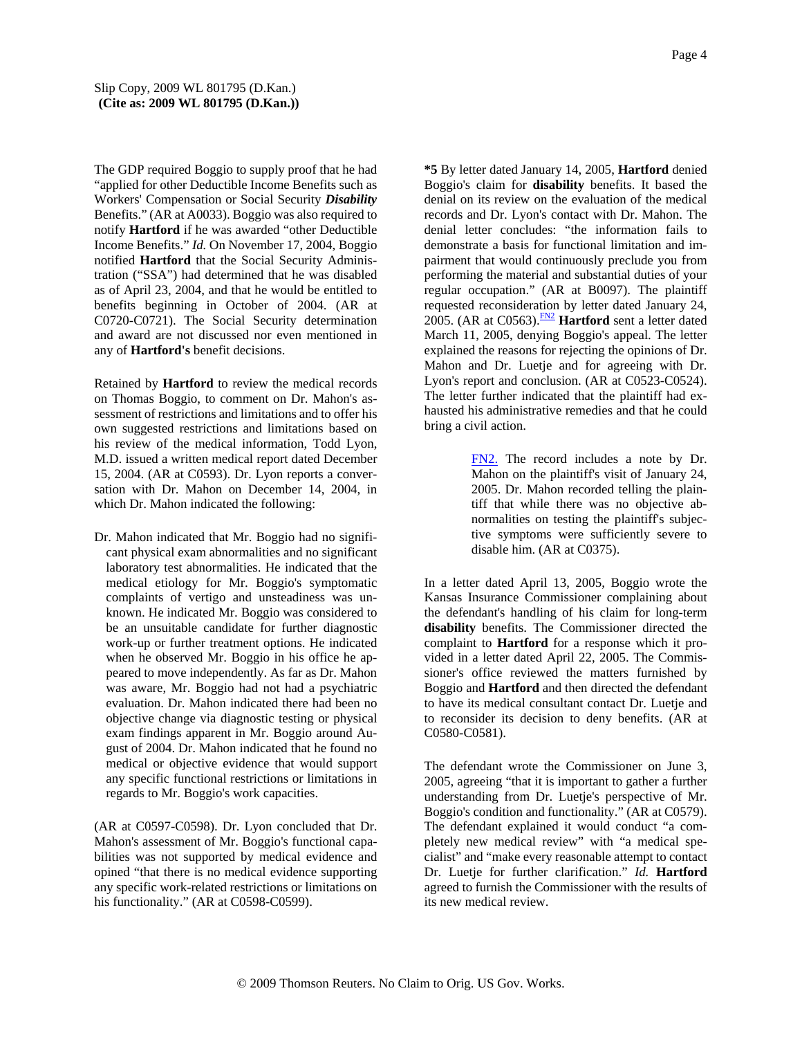The GDP required Boggio to supply proof that he had "applied for other Deductible Income Benefits such as Workers' Compensation or Social Security ***Disability*** Benefits." (AR at A0033). Boggio was also required to notify **Hartford** if he was awarded "other Deductible Income Benefits." *Id.* On November 17, 2004, Boggio notified **Hartford** that the Social Security Administration ("SSA") had determined that he was disabled as of April 23, 2004, and that he would be entitled to benefits beginning in October of 2004. (AR at C0720-C0721). The Social Security determination and award are not discussed nor even mentioned in any of **Hartford's** benefit decisions.

Retained by **Hartford** to review the medical records on Thomas Boggio, to comment on Dr. Mahon's assessment of restrictions and limitations and to offer his own suggested restrictions and limitations based on his review of the medical information, Todd Lyon, M.D. issued a written medical report dated December 15, 2004. (AR at C0593). Dr. Lyon reports a conversation with Dr. Mahon on December 14, 2004, in which Dr. Mahon indicated the following:

> Dr. Mahon indicated that Mr. Boggio had no significant physical exam abnormalities and no significant laboratory test abnormalities. He indicated that the medical etiology for Mr. Boggio's symptomatic complaints of vertigo and unsteadiness was unknown. He indicated Mr. Boggio was considered to be an unsuitable candidate for further diagnostic work-up or further treatment options. He indicated when he observed Mr. Boggio in his office he appeared to move independently. As far as Dr. Mahon was aware, Mr. Boggio had not had a psychiatric evaluation. Dr. Mahon indicated there had been no objective change via diagnostic testing or physical exam findings apparent in Mr. Boggio around August of 2004. Dr. Mahon indicated that he found no medical or objective evidence that would support any specific functional restrictions or limitations in regards to Mr. Boggio's work capacities.

(AR at C0597-C0598). Dr. Lyon concluded that Dr. Mahon's assessment of Mr. Boggio's functional capabilities was not supported by medical evidence and opined "that there is no medical evidence supporting any specific work-related restrictions or limitations on his functionality." (AR at C0598-C0599).

**\*5** By letter dated January 14, 2005, **Hartford** denied Boggio's claim for **disability** benefits. It based the denial on its review on the evaluation of the medical records and Dr. Lyon's contact with Dr. Mahon. The denial letter concludes: "the information fails to demonstrate a basis for functional limitation and impairment that would continuously preclude you from performing the material and substantial duties of your regular occupation." (AR at B0097). The plaintiff requested reconsideration by letter dated January 24, 2005. (AR at C0563).[FN2] **Hartford** sent a letter dated March 11, 2005, denying Boggio's appeal. The letter explained the reasons for rejecting the opinions of Dr. Mahon and Dr. Luetje and for agreeing with Dr. Lyon's report and conclusion. (AR at C0523-C0524). The letter further indicated that the plaintiff had exhausted his administrative remedies and that he could bring a civil action.

> FN2. The record includes a note by Dr. Mahon on the plaintiff's visit of January 24, 2005. Dr. Mahon recorded telling the plaintiff that while there was no objective abnormalities on testing the plaintiff's subjective symptoms were sufficiently severe to disable him. (AR at C0375).

In a letter dated April 13, 2005, Boggio wrote the Kansas Insurance Commissioner complaining about the defendant's handling of his claim for long-term **disability** benefits. The Commissioner directed the complaint to **Hartford** for a response which it provided in a letter dated April 22, 2005. The Commissioner's office reviewed the matters furnished by Boggio and **Hartford** and then directed the defendant to have its medical consultant contact Dr. Luetje and to reconsider its decision to deny benefits. (AR at C0580-C0581).

The defendant wrote the Commissioner on June 3, 2005, agreeing "that it is important to gather a further understanding from Dr. Luetje's perspective of Mr. Boggio's condition and functionality." (AR at C0579). The defendant explained it would conduct "a completely new medical review" with "a medical specialist" and "make every reasonable attempt to contact Dr. Luetje for further clarification." *Id.* **Hartford** agreed to furnish the Commissioner with the results of its new medical review.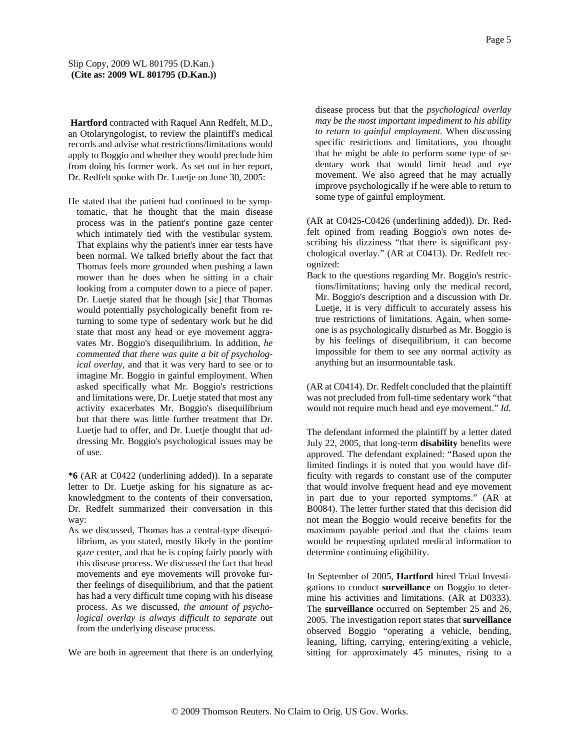**Hartford** contracted with Raquel Ann Redfelt, M.D., an Otolaryngologist, to review the plaintiff's medical records and advise what restrictions/limitations would apply to Boggio and whether they would preclude him from doing his former work. As set out in her report, Dr. Redfelt spoke with Dr. Luetje on June 30, 2005:

> He stated that the patient had continued to be symptomatic, that he thought that the main disease process was in the patient's pontine gaze center which intimately tied with the vestibular system. That explains why the patient's inner ear tests have been normal. We talked briefly about the fact that Thomas feels more grounded when pushing a lawn mower than he does when he sitting in a chair looking from a computer down to a piece of paper. Dr. Luetje stated that he though [sic] that Thomas would potentially psychologically benefit from returning to some type of sedentary work but he did state that most any head or eye movement aggravates Mr. Boggio's disequilibrium. In addition, *he commented that there was quite a bit of psychological overlay,* and that it was very hard to see or to imagine Mr. Boggio in gainful employment. When asked specifically what Mr. Boggio's restrictions and limitations were, Dr. Luetje stated that most any activity exacerbates Mr. Boggio's disequilibrium but that there was little further treatment that Dr. Luetje had to offer, and Dr. Luetje thought that addressing Mr. Boggio's psychological issues may be of use.

**\*6** (AR at C0422 (underlining added)). In a separate letter to Dr. Luetje asking for his signature as acknowledgment to the contents of their conversation, Dr. Redfelt summarized their conversation in this way:

> As we discussed, Thomas has a central-type disequilibrium, as you stated, mostly likely in the pontine gaze center, and that he is coping fairly poorly with this disease process. We discussed the fact that head movements and eye movements will provoke further feelings of disequilibrium, and that the patient has had a very difficult time coping with his disease process. As we discussed, *the amount of psychological overlay is always difficult to separate* out from the underlying disease process.
>
> We are both in agreement that there is an underlying disease process but that the *psychological overlay may be the most important impediment to his ability to return to gainful employment.* When discussing specific restrictions and limitations, you thought that he might be able to perform some type of sedentary work that would limit head and eye movement. We also agreed that he may actually improve psychologically if he were able to return to some type of gainful employment.

(AR at C0425-C0426 (underlining added)). Dr. Redfelt opined from reading Boggio's own notes describing his dizziness "that there is significant psychological overlay." (AR at C0413). Dr. Redfelt recognized:

> Back to the questions regarding Mr. Boggio's restrictions/limitations; having only the medical record, Mr. Boggio's description and a discussion with Dr. Luetje, it is very difficult to accurately assess his true restrictions of limitations. Again, when someone is as psychologically disturbed as Mr. Boggio is by his feelings of disequilibrium, it can become impossible for them to see any normal activity as anything but an insurmountable task.

(AR at C0414). Dr. Redfelt concluded that the plaintiff was not precluded from full-time sedentary work "that would not require much head and eye movement." *Id.*

The defendant informed the plaintiff by a letter dated July 22, 2005, that long-term **disability** benefits were approved. The defendant explained: "Based upon the limited findings it is noted that you would have difficulty with regards to constant use of the computer that would involve frequent head and eye movement in part due to your reported symptoms." (AR at B0084). The letter further stated that this decision did not mean the Boggio would receive benefits for the maximum payable period and that the claims team would be requesting updated medical information to determine continuing eligibility.

In September of 2005, **Hartford** hired Triad Investigations to conduct **surveillance** on Boggio to determine his activities and limitations. (AR at D0333). The **surveillance** occurred on September 25 and 26, 2005. The investigation report states that **surveillance** observed Boggio "operating a vehicle, bending, leaning, lifting, carrying, entering/exiting a vehicle, sitting for approximately 45 minutes, rising to a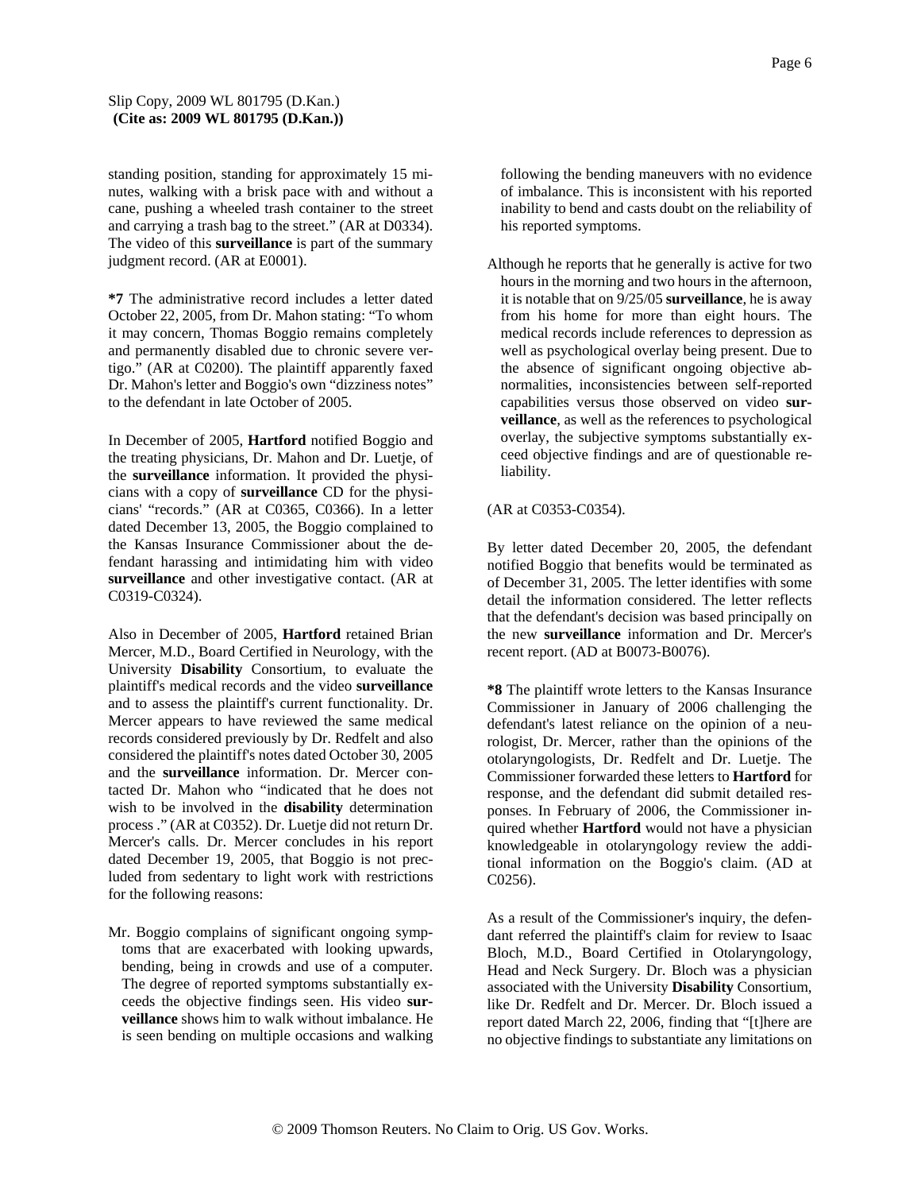standing position, standing for approximately 15 minutes, walking with a brisk pace with and without a cane, pushing a wheeled trash container to the street and carrying a trash bag to the street." (AR at D0334). The video of this **surveillance** is part of the summary judgment record. (AR at E0001).

**\*7** The administrative record includes a letter dated October 22, 2005, from Dr. Mahon stating: "To whom it may concern, Thomas Boggio remains completely and permanently disabled due to chronic severe vertigo." (AR at C0200). The plaintiff apparently faxed Dr. Mahon's letter and Boggio's own "dizziness notes" to the defendant in late October of 2005.

In December of 2005, **Hartford** notified Boggio and the treating physicians, Dr. Mahon and Dr. Luetje, of the **surveillance** information. It provided the physicians with a copy of **surveillance** CD for the physicians' "records." (AR at C0365, C0366). In a letter dated December 13, 2005, the Boggio complained to the Kansas Insurance Commissioner about the defendant harassing and intimidating him with video **surveillance** and other investigative contact. (AR at C0319-C0324).

Also in December of 2005, **Hartford** retained Brian Mercer, M.D., Board Certified in Neurology, with the University **Disability** Consortium, to evaluate the plaintiff's medical records and the video **surveillance** and to assess the plaintiff's current functionality. Dr. Mercer appears to have reviewed the same medical records considered previously by Dr. Redfelt and also considered the plaintiff's notes dated October 30, 2005 and the **surveillance** information. Dr. Mercer contacted Dr. Mahon who "indicated that he does not wish to be involved in the **disability** determination process ." (AR at C0352). Dr. Luetje did not return Dr. Mercer's calls. Dr. Mercer concludes in his report dated December 19, 2005, that Boggio is not precluded from sedentary to light work with restrictions for the following reasons:

> Mr. Boggio complains of significant ongoing symptoms that are exacerbated with looking upwards, bending, being in crowds and use of a computer. The degree of reported symptoms substantially exceeds the objective findings seen. His video **surveillance** shows him to walk without imbalance. He is seen bending on multiple occasions and walking following the bending maneuvers with no evidence of imbalance. This is inconsistent with his reported inability to bend and casts doubt on the reliability of his reported symptoms.
>
> Although he reports that he generally is active for two hours in the morning and two hours in the afternoon, it is notable that on 9/25/05 **surveillance**, he is away from his home for more than eight hours. The medical records include references to depression as well as psychological overlay being present. Due to the absence of significant ongoing objective abnormalities, inconsistencies between self-reported capabilities versus those observed on video **surveillance**, as well as the references to psychological overlay, the subjective symptoms substantially exceed objective findings and are of questionable reliability.

(AR at C0353-C0354).

By letter dated December 20, 2005, the defendant notified Boggio that benefits would be terminated as of December 31, 2005. The letter identifies with some detail the information considered. The letter reflects that the defendant's decision was based principally on the new **surveillance** information and Dr. Mercer's recent report. (AD at B0073-B0076).

**\*8** The plaintiff wrote letters to the Kansas Insurance Commissioner in January of 2006 challenging the defendant's latest reliance on the opinion of a neurologist, Dr. Mercer, rather than the opinions of the otolaryngologists, Dr. Redfelt and Dr. Luetje. The Commissioner forwarded these letters to **Hartford** for response, and the defendant did submit detailed responses. In February of 2006, the Commissioner inquired whether **Hartford** would not have a physician knowledgeable in otolaryngology review the additional information on the Boggio's claim. (AD at C0256).

As a result of the Commissioner's inquiry, the defendant referred the plaintiff's claim for review to Isaac Bloch, M.D., Board Certified in Otolaryngology, Head and Neck Surgery. Dr. Bloch was a physician associated with the University **Disability** Consortium, like Dr. Redfelt and Dr. Mercer. Dr. Bloch issued a report dated March 22, 2006, finding that "[t]here are no objective findings to substantiate any limitations on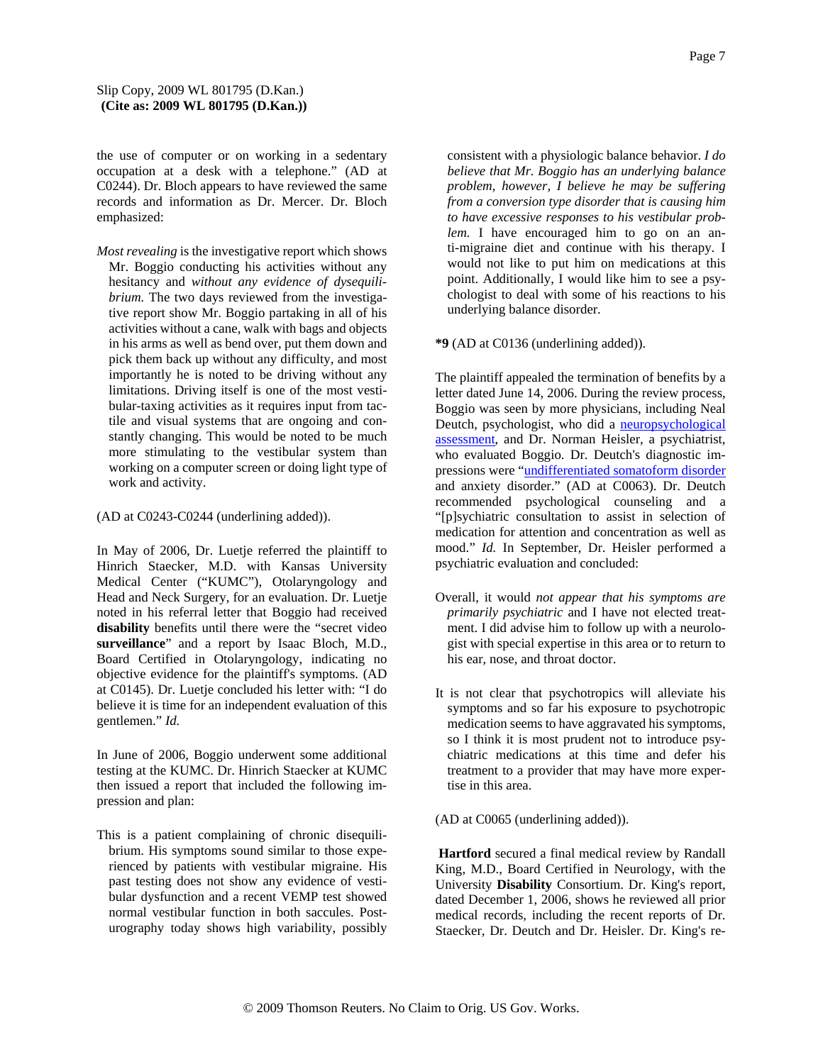the use of computer or on working in a sedentary occupation at a desk with a telephone." (AD at C0244). Dr. Bloch appears to have reviewed the same records and information as Dr. Mercer. Dr. Bloch emphasized:

> *Most revealing* is the investigative report which shows Mr. Boggio conducting his activities without any hesitancy and *without any evidence of dysequilibrium.* The two days reviewed from the investigative report show Mr. Boggio partaking in all of his activities without a cane, walk with bags and objects in his arms as well as bend over, put them down and pick them back up without any difficulty, and most importantly he is noted to be driving without any limitations. Driving itself is one of the most vestibular-taxing activities as it requires input from tactile and visual systems that are ongoing and constantly changing. This would be noted to be much more stimulating to the vestibular system than working on a computer screen or doing light type of work and activity.

(AD at C0243-C0244 (underlining added)).

In May of 2006, Dr. Luetje referred the plaintiff to Hinrich Staecker, M.D. with Kansas University Medical Center ("KUMC"), Otolaryngology and Head and Neck Surgery, for an evaluation. Dr. Luetje noted in his referral letter that Boggio had received **disability** benefits until there were the "secret video **surveillance**" and a report by Isaac Bloch, M.D., Board Certified in Otolaryngology, indicating no objective evidence for the plaintiff's symptoms. (AD at C0145). Dr. Luetje concluded his letter with: "I do believe it is time for an independent evaluation of this gentlemen." *Id.*

In June of 2006, Boggio underwent some additional testing at the KUMC. Dr. Hinrich Staecker at KUMC then issued a report that included the following impression and plan:

> This is a patient complaining of chronic disequilibrium. His symptoms sound similar to those experienced by patients with vestibular migraine. His past testing does not show any evidence of vestibular dysfunction and a recent VEMP test showed normal vestibular function in both saccules. Posturography today shows high variability, possibly consistent with a physiologic balance behavior. *I do believe that Mr. Boggio has an underlying balance problem, however, I believe he may be suffering from a conversion type disorder that is causing him to have excessive responses to his vestibular problem.* I have encouraged him to go on an anti-migraine diet and continue with his therapy. I would not like to put him on medications at this point. Additionally, I would like him to see a psychologist to deal with some of his reactions to his underlying balance disorder.

**\*9** (AD at C0136 (underlining added)).

The plaintiff appealed the termination of benefits by a letter dated June 14, 2006. During the review process, Boggio was seen by more physicians, including Neal Deutch, psychologist, who did a neuropsychological assessment, and Dr. Norman Heisler, a psychiatrist, who evaluated Boggio. Dr. Deutch's diagnostic impressions were "undifferentiated somatoform disorder and anxiety disorder." (AD at C0063). Dr. Deutch recommended psychological counseling and a "[p]sychiatric consultation to assist in selection of medication for attention and concentration as well as mood." *Id.* In September, Dr. Heisler performed a psychiatric evaluation and concluded:

> Overall, it would *not appear that his symptoms are primarily psychiatric* and I have not elected treatment. I did advise him to follow up with a neurologist with special expertise in this area or to return to his ear, nose, and throat doctor.
>
> It is not clear that psychotropics will alleviate his symptoms and so far his exposure to psychotropic medication seems to have aggravated his symptoms, so I think it is most prudent not to introduce psychiatric medications at this time and defer his treatment to a provider that may have more expertise in this area.

(AD at C0065 (underlining added)).

**Hartford** secured a final medical review by Randall King, M.D., Board Certified in Neurology, with the University **Disability** Consortium. Dr. King's report, dated December 1, 2006, shows he reviewed all prior medical records, including the recent reports of Dr. Staecker, Dr. Deutch and Dr. Heisler. Dr. King's re-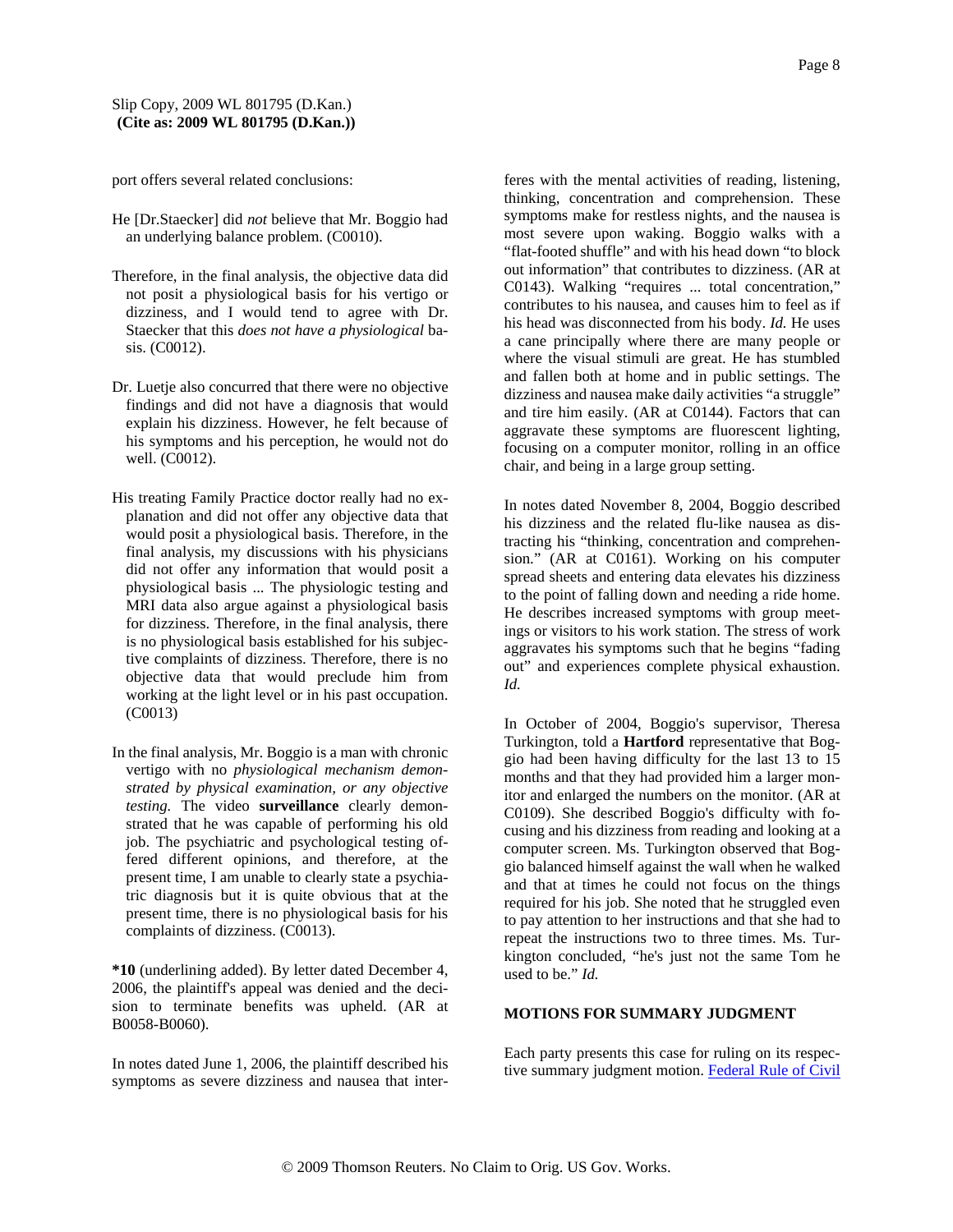port offers several related conclusions:

> He [Dr.Staecker] did *not* believe that Mr. Boggio had an underlying balance problem. (C0010).

> Therefore, in the final analysis, the objective data did not posit a physiological basis for his vertigo or dizziness, and I would tend to agree with Dr. Staecker that this *does not have a physiological* basis. (C0012).

> Dr. Luetje also concurred that there were no objective findings and did not have a diagnosis that would explain his dizziness. However, he felt because of his symptoms and his perception, he would not do well. (C0012).

> His treating Family Practice doctor really had no explanation and did not offer any objective data that would posit a physiological basis. Therefore, in the final analysis, my discussions with his physicians did not offer any information that would posit a physiological basis ... The physiologic testing and MRI data also argue against a physiological basis for dizziness. Therefore, in the final analysis, there is no physiological basis established for his subjective complaints of dizziness. Therefore, there is no objective data that would preclude him from working at the light level or in his past occupation. (C0013)

> In the final analysis, Mr. Boggio is a man with chronic vertigo with no *physiological mechanism demonstrated by physical examination, or any objective testing.* The video **surveillance** clearly demonstrated that he was capable of performing his old job. The psychiatric and psychological testing offered different opinions, and therefore, at the present time, I am unable to clearly state a psychiatric diagnosis but it is quite obvious that at the present time, there is no physiological basis for his complaints of dizziness. (C0013).

**\*10** (underlining added). By letter dated December 4, 2006, the plaintiff's appeal was denied and the decision to terminate benefits was upheld. (AR at B0058-B0060).

In notes dated June 1, 2006, the plaintiff described his symptoms as severe dizziness and nausea that interferes with the mental activities of reading, listening, thinking, concentration and comprehension. These symptoms make for restless nights, and the nausea is most severe upon waking. Boggio walks with a "flat-footed shuffle" and with his head down "to block out information" that contributes to dizziness. (AR at C0143). Walking "requires ... total concentration," contributes to his nausea, and causes him to feel as if his head was disconnected from his body. *Id.* He uses a cane principally where there are many people or where the visual stimuli are great. He has stumbled and fallen both at home and in public settings. The dizziness and nausea make daily activities "a struggle" and tire him easily. (AR at C0144). Factors that can aggravate these symptoms are fluorescent lighting, focusing on a computer monitor, rolling in an office chair, and being in a large group setting.

In notes dated November 8, 2004, Boggio described his dizziness and the related flu-like nausea as distracting his "thinking, concentration and comprehension." (AR at C0161). Working on his computer spread sheets and entering data elevates his dizziness to the point of falling down and needing a ride home. He describes increased symptoms with group meetings or visitors to his work station. The stress of work aggravates his symptoms such that he begins "fading out" and experiences complete physical exhaustion. *Id.*

In October of 2004, Boggio's supervisor, Theresa Turkington, told a **Hartford** representative that Boggio had been having difficulty for the last 13 to 15 months and that they had provided him a larger monitor and enlarged the numbers on the monitor. (AR at C0109). She described Boggio's difficulty with focusing and his dizziness from reading and looking at a computer screen. Ms. Turkington observed that Boggio balanced himself against the wall when he walked and that at times he could not focus on the things required for his job. She noted that he struggled even to pay attention to her instructions and that she had to repeat the instructions two to three times. Ms. Turkington concluded, "he's just not the same Tom he used to be." *Id.*

## MOTIONS FOR SUMMARY JUDGMENT

Each party presents this case for ruling on its respective summary judgment motion. Federal Rule of Civil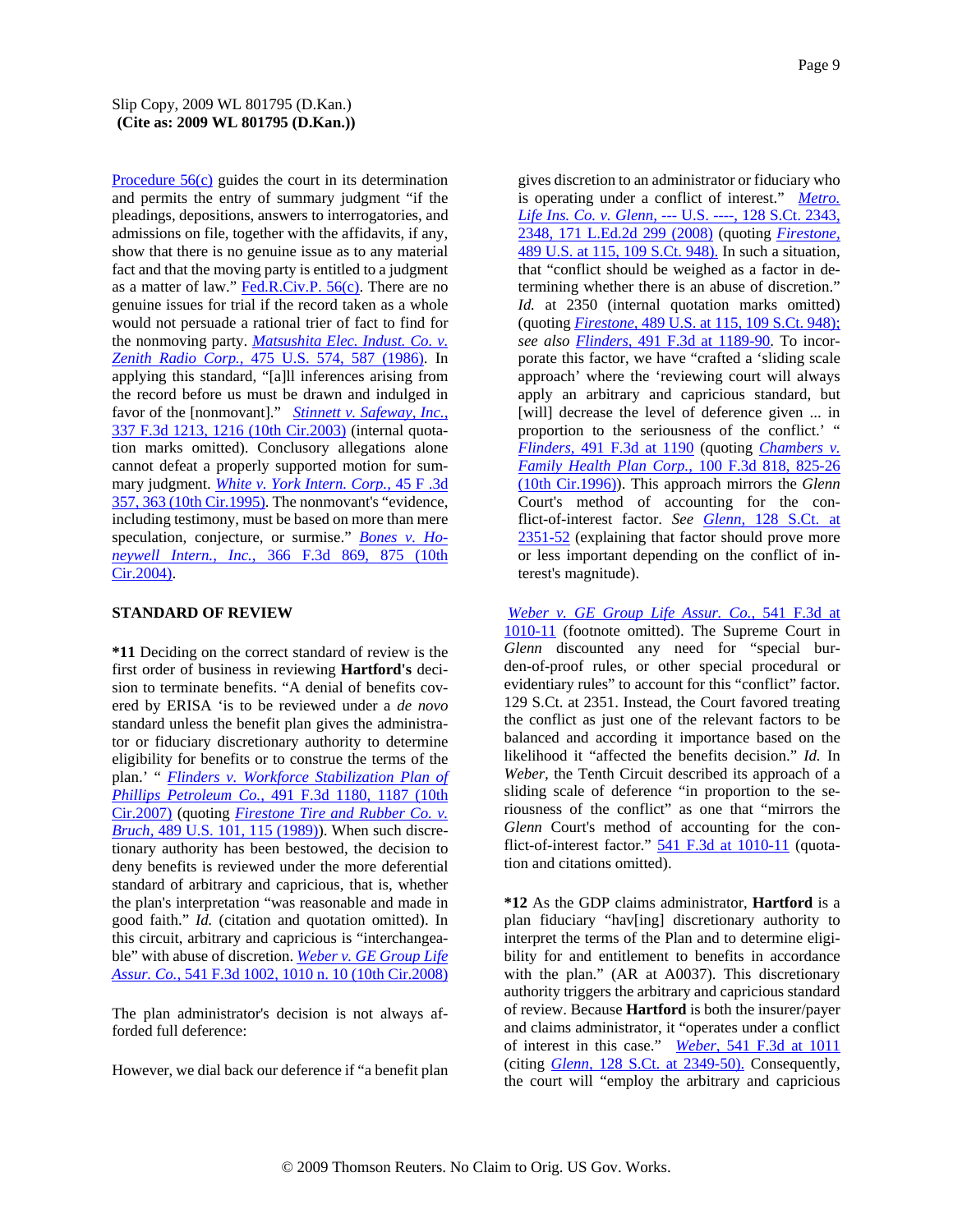Procedure 56(c) guides the court in its determination and permits the entry of summary judgment "if the pleadings, depositions, answers to interrogatories, and admissions on file, together with the affidavits, if any, show that there is no genuine issue as to any material fact and that the moving party is entitled to a judgment as a matter of law." Fed.R.Civ.P. 56(c). There are no genuine issues for trial if the record taken as a whole would not persuade a rational trier of fact to find for the nonmoving party. *Matsushita Elec. Indust. Co. v. Zenith Radio Corp.,* 475 U.S. 574, 587 (1986). In applying this standard, "[a]ll inferences arising from the record before us must be drawn and indulged in favor of the [nonmovant]." *Stinnett v. Safeway, Inc.,* 337 F.3d 1213, 1216 (10th Cir.2003) (internal quotation marks omitted). Conclusory allegations alone cannot defeat a properly supported motion for summary judgment. *White v. York Intern. Corp.,* 45 F .3d 357, 363 (10th Cir.1995). The nonmovant's "evidence, including testimony, must be based on more than mere speculation, conjecture, or surmise." *Bones v. Honeywell Intern., Inc.,* 366 F.3d 869, 875 (10th Cir.2004).

## STANDARD OF REVIEW

**\*11** Deciding on the correct standard of review is the first order of business in reviewing **Hartford's** decision to terminate benefits. "A denial of benefits covered by ERISA 'is to be reviewed under a *de novo* standard unless the benefit plan gives the administrator or fiduciary discretionary authority to determine eligibility for benefits or to construe the terms of the plan.' " *Flinders v. Workforce Stabilization Plan of Phillips Petroleum Co.,* 491 F.3d 1180, 1187 (10th Cir.2007) (quoting *Firestone Tire and Rubber Co. v. Bruch,* 489 U.S. 101, 115 (1989)). When such discretionary authority has been bestowed, the decision to deny benefits is reviewed under the more deferential standard of arbitrary and capricious, that is, whether the plan's interpretation "was reasonable and made in good faith." *Id.* (citation and quotation omitted). In this circuit, arbitrary and capricious is "interchangeable" with abuse of discretion. *Weber v. GE Group Life Assur. Co.,* 541 F.3d 1002, 1010 n. 10 (10th Cir.2008)

The plan administrator's decision is not always afforded full deference:

However, we dial back our deference if "a benefit plan gives discretion to an administrator or fiduciary who is operating under a conflict of interest." *Metro. Life Ins. Co. v. Glenn,* --- U.S. ----, 128 S.Ct. 2343, 2348, 171 L.Ed.2d 299 (2008) (quoting *Firestone,* 489 U.S. at 115, 109 S.Ct. 948). In such a situation, that "conflict should be weighed as a factor in determining whether there is an abuse of discretion." *Id.* at 2350 (internal quotation marks omitted) (quoting *Firestone,* 489 U.S. at 115, 109 S.Ct. 948); *see also Flinders,* 491 F.3d at 1189-90. To incorporate this factor, we have "crafted a 'sliding scale approach' where the 'reviewing court will always apply an arbitrary and capricious standard, but [will] decrease the level of deference given ... in proportion to the seriousness of the conflict.' " *Flinders,* 491 F.3d at 1190 (quoting *Chambers v. Family Health Plan Corp.,* 100 F.3d 818, 825-26 (10th Cir.1996)). This approach mirrors the *Glenn* Court's method of accounting for the conflict-of-interest factor. *See Glenn,* 128 S.Ct. at 2351-52 (explaining that factor should prove more or less important depending on the conflict of interest's magnitude).

*Weber v. GE Group Life Assur. Co.,* 541 F.3d at 1010-11 (footnote omitted). The Supreme Court in *Glenn* discounted any need for "special burden-of-proof rules, or other special procedural or evidentiary rules" to account for this "conflict" factor. 129 S.Ct. at 2351. Instead, the Court favored treating the conflict as just one of the relevant factors to be balanced and according it importance based on the likelihood it "affected the benefits decision." *Id.* In *Weber,* the Tenth Circuit described its approach of a sliding scale of deference "in proportion to the seriousness of the conflict" as one that "mirrors the *Glenn* Court's method of accounting for the conflict-of-interest factor." 541 F.3d at 1010-11 (quotation and citations omitted).

**\*12** As the GDP claims administrator, **Hartford** is a plan fiduciary "hav[ing] discretionary authority to interpret the terms of the Plan and to determine eligibility for and entitlement to benefits in accordance with the plan." (AR at A0037). This discretionary authority triggers the arbitrary and capricious standard of review. Because **Hartford** is both the insurer/payer and claims administrator, it "operates under a conflict of interest in this case." *Weber,* 541 F.3d at 1011 (citing *Glenn,* 128 S.Ct. at 2349-50). Consequently, the court will "employ the arbitrary and capricious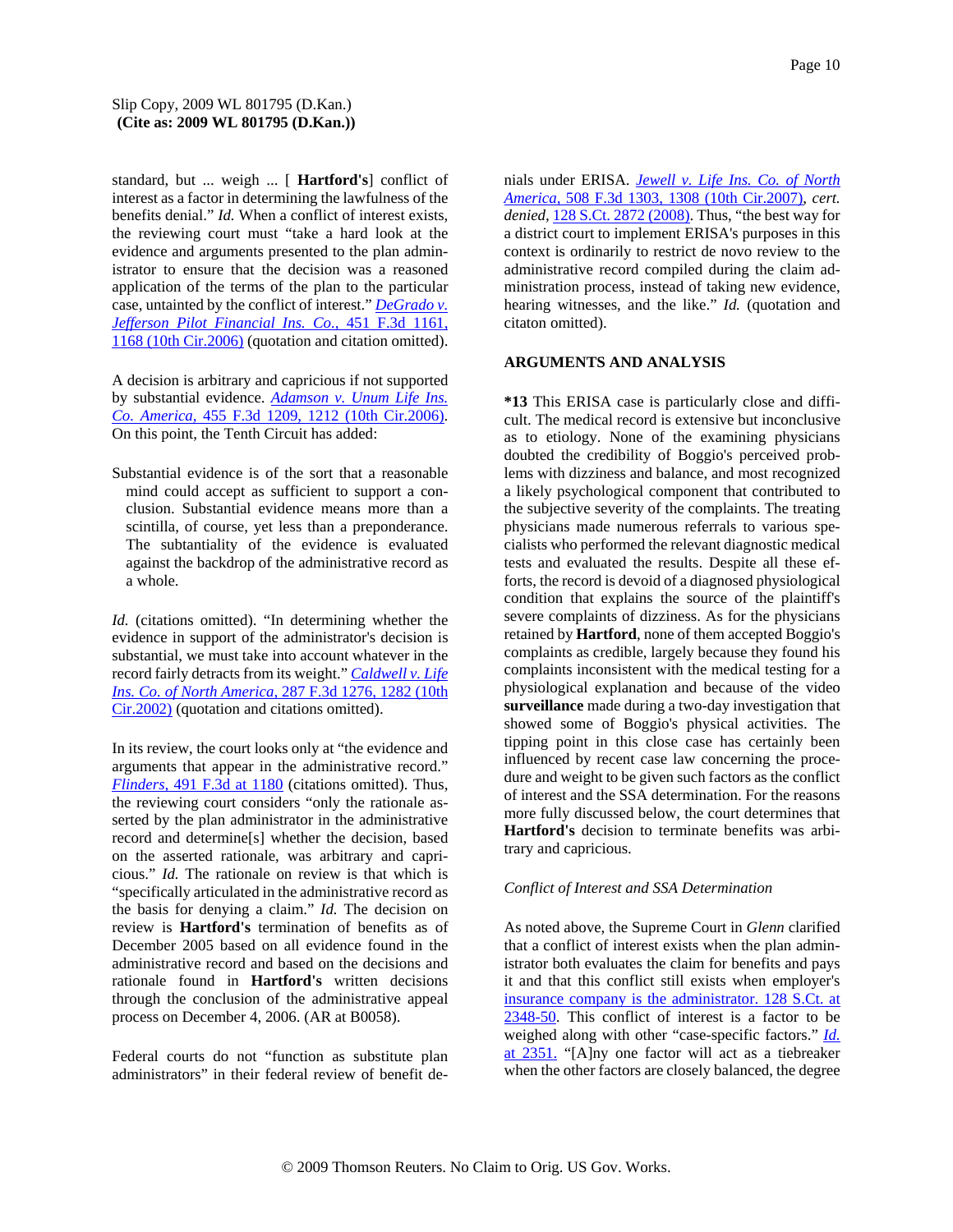standard, but ... weigh ... [ **Hartford's**] conflict of interest as a factor in determining the lawfulness of the benefits denial." *Id.* When a conflict of interest exists, the reviewing court must "take a hard look at the evidence and arguments presented to the plan administrator to ensure that the decision was a reasoned application of the terms of the plan to the particular case, untainted by the conflict of interest." *DeGrado v. Jefferson Pilot Financial Ins. Co.*, 451 F.3d 1161, 1168 (10th Cir.2006) (quotation and citation omitted).

A decision is arbitrary and capricious if not supported by substantial evidence. *Adamson v. Unum Life Ins. Co. America*, 455 F.3d 1209, 1212 (10th Cir.2006). On this point, the Tenth Circuit has added:

> Substantial evidence is of the sort that a reasonable mind could accept as sufficient to support a conclusion. Substantial evidence means more than a scintilla, of course, yet less than a preponderance. The subtantiality of the evidence is evaluated against the backdrop of the administrative record as a whole.

*Id.* (citations omitted). "In determining whether the evidence in support of the administrator's decision is substantial, we must take into account whatever in the record fairly detracts from its weight." *Caldwell v. Life Ins. Co. of North America*, 287 F.3d 1276, 1282 (10th Cir.2002) (quotation and citations omitted).

In its review, the court looks only at "the evidence and arguments that appear in the administrative record." *Flinders*, 491 F.3d at 1180 (citations omitted). Thus, the reviewing court considers "only the rationale asserted by the plan administrator in the administrative record and determine[s] whether the decision, based on the asserted rationale, was arbitrary and capricious." *Id.* The rationale on review is that which is "specifically articulated in the administrative record as the basis for denying a claim." *Id.* The decision on review is **Hartford's** termination of benefits as of December 2005 based on all evidence found in the administrative record and based on the decisions and rationale found in **Hartford's** written decisions through the conclusion of the administrative appeal process on December 4, 2006. (AR at B0058).

Federal courts do not "function as substitute plan administrators" in their federal review of benefit denials under ERISA. *Jewell v. Life Ins. Co. of North America*, 508 F.3d 1303, 1308 (10th Cir.2007), *cert. denied*, 128 S.Ct. 2872 (2008). Thus, "the best way for a district court to implement ERISA's purposes in this context is ordinarily to restrict de novo review to the administrative record compiled during the claim administration process, instead of taking new evidence, hearing witnesses, and the like." *Id.* (quotation and citaton omitted).

## ARGUMENTS AND ANALYSIS

**\*13** This ERISA case is particularly close and difficult. The medical record is extensive but inconclusive as to etiology. None of the examining physicians doubted the credibility of Boggio's perceived problems with dizziness and balance, and most recognized a likely psychological component that contributed to the subjective severity of the complaints. The treating physicians made numerous referrals to various specialists who performed the relevant diagnostic medical tests and evaluated the results. Despite all these efforts, the record is devoid of a diagnosed physiological condition that explains the source of the plaintiff's severe complaints of dizziness. As for the physicians retained by **Hartford**, none of them accepted Boggio's complaints as credible, largely because they found his complaints inconsistent with the medical testing for a physiological explanation and because of the video **surveillance** made during a two-day investigation that showed some of Boggio's physical activities. The tipping point in this close case has certainly been influenced by recent case law concerning the procedure and weight to be given such factors as the conflict of interest and the SSA determination. For the reasons more fully discussed below, the court determines that **Hartford's** decision to terminate benefits was arbitrary and capricious.

### *Conflict of Interest and SSA Determination*

As noted above, the Supreme Court in *Glenn* clarified that a conflict of interest exists when the plan administrator both evaluates the claim for benefits and pays it and that this conflict still exists when employer's insurance company is the administrator. 128 S.Ct. at 2348-50. This conflict of interest is a factor to be weighed along with other "case-specific factors." *Id.* at 2351. "[A]ny one factor will act as a tiebreaker when the other factors are closely balanced, the degree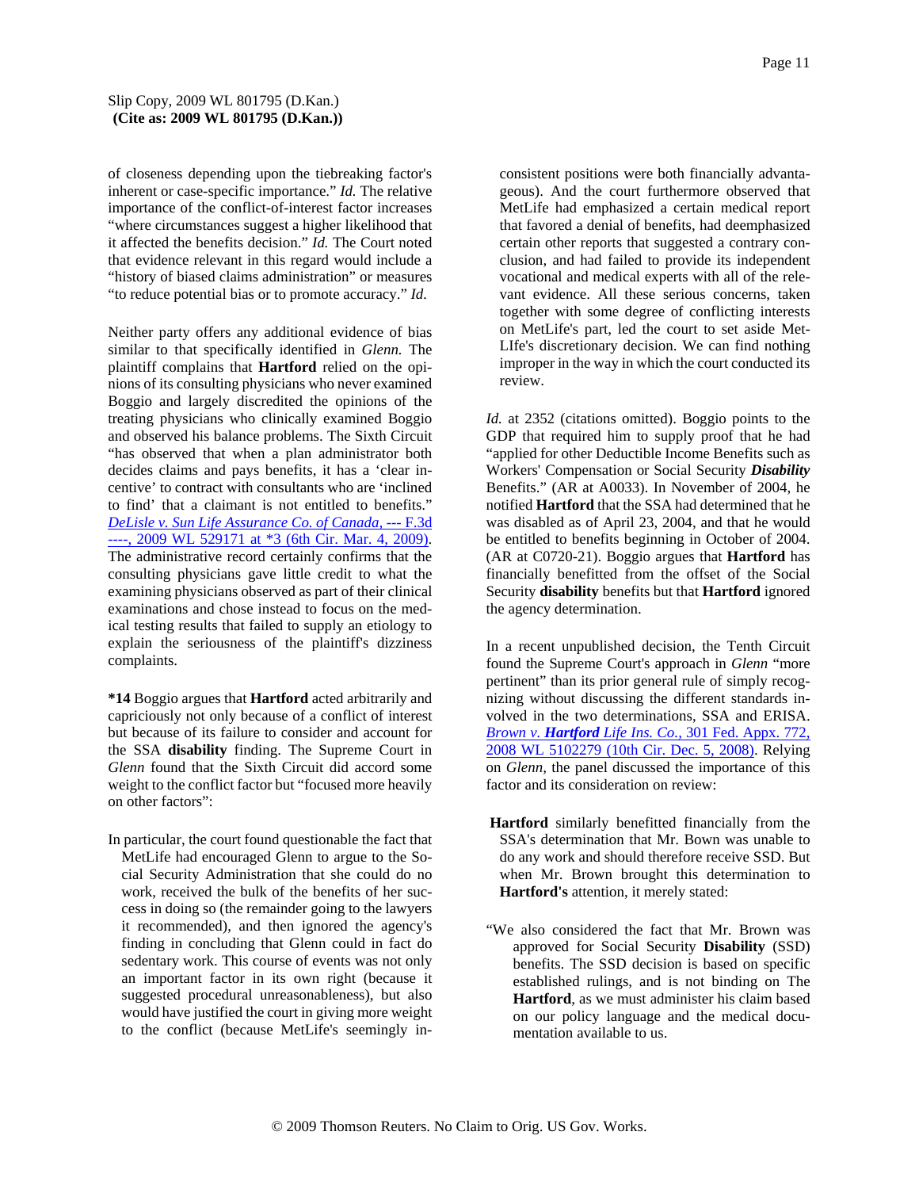of closeness depending upon the tiebreaking factor's inherent or case-specific importance." *Id.* The relative importance of the conflict-of-interest factor increases "where circumstances suggest a higher likelihood that it affected the benefits decision." *Id.* The Court noted that evidence relevant in this regard would include a "history of biased claims administration" or measures "to reduce potential bias or to promote accuracy." *Id.*

Neither party offers any additional evidence of bias similar to that specifically identified in *Glenn.* The plaintiff complains that **Hartford** relied on the opinions of its consulting physicians who never examined Boggio and largely discredited the opinions of the treating physicians who clinically examined Boggio and observed his balance problems. The Sixth Circuit "has observed that when a plan administrator both decides claims and pays benefits, it has a 'clear incentive' to contract with consultants who are 'inclined to find' that a claimant is not entitled to benefits." *DeLisle v. Sun Life Assurance Co. of Canada,* --- F.3d ----, 2009 WL 529171 at *3 (6th Cir. Mar. 4, 2009). The administrative record certainly confirms that the consulting physicians gave little credit to what the examining physicians observed as part of their clinical examinations and chose instead to focus on the medical testing results that failed to supply an etiology to explain the seriousness of the plaintiff's dizziness complaints.

**\*14** Boggio argues that **Hartford** acted arbitrarily and capriciously not only because of a conflict of interest but because of its failure to consider and account for the SSA **disability** finding. The Supreme Court in *Glenn* found that the Sixth Circuit did accord some weight to the conflict factor but "focused more heavily on other factors":

> In particular, the court found questionable the fact that MetLife had encouraged Glenn to argue to the Social Security Administration that she could do no work, received the bulk of the benefits of her success in doing so (the remainder going to the lawyers it recommended), and then ignored the agency's finding in concluding that Glenn could in fact do sedentary work. This course of events was not only an important factor in its own right (because it suggested procedural unreasonableness), but also would have justified the court in giving more weight to the conflict (because MetLife's seemingly inconsistent positions were both financially advantageous). And the court furthermore observed that MetLife had emphasized a certain medical report that favored a denial of benefits, had deemphasized certain other reports that suggested a contrary conclusion, and had failed to provide its independent vocational and medical experts with all of the relevant evidence. All these serious concerns, taken together with some degree of conflicting interests on MetLife's part, led the court to set aside MetLIfe's discretionary decision. We can find nothing improper in the way in which the court conducted its review.

*Id.* at 2352 (citations omitted). Boggio points to the GDP that required him to supply proof that he had "applied for other Deductible Income Benefits such as Workers' Compensation or Social Security ***Disability*** Benefits." (AR at A0033). In November of 2004, he notified **Hartford** that the SSA had determined that he was disabled as of April 23, 2004, and that he would be entitled to benefits beginning in October of 2004. (AR at C0720-21). Boggio argues that **Hartford** has financially benefitted from the offset of the Social Security **disability** benefits but that **Hartford** ignored the agency determination.

In a recent unpublished decision, the Tenth Circuit found the Supreme Court's approach in *Glenn* "more pertinent" than its prior general rule of simply recognizing without discussing the different standards involved in the two determinations, SSA and ERISA. *Brown v. **Hartford** Life Ins. Co.,* 301 Fed. Appx. 772, 2008 WL 5102279 (10th Cir. Dec. 5, 2008). Relying on *Glenn,* the panel discussed the importance of this factor and its consideration on review:

> **Hartford** similarly benefitted financially from the SSA's determination that Mr. Bown was unable to do any work and should therefore receive SSD. But when Mr. Brown brought this determination to **Hartford's** attention, it merely stated:
>
> "We also considered the fact that Mr. Brown was approved for Social Security **Disability** (SSD) benefits. The SSD decision is based on specific established rulings, and is not binding on The **Hartford**, as we must administer his claim based on our policy language and the medical documentation available to us.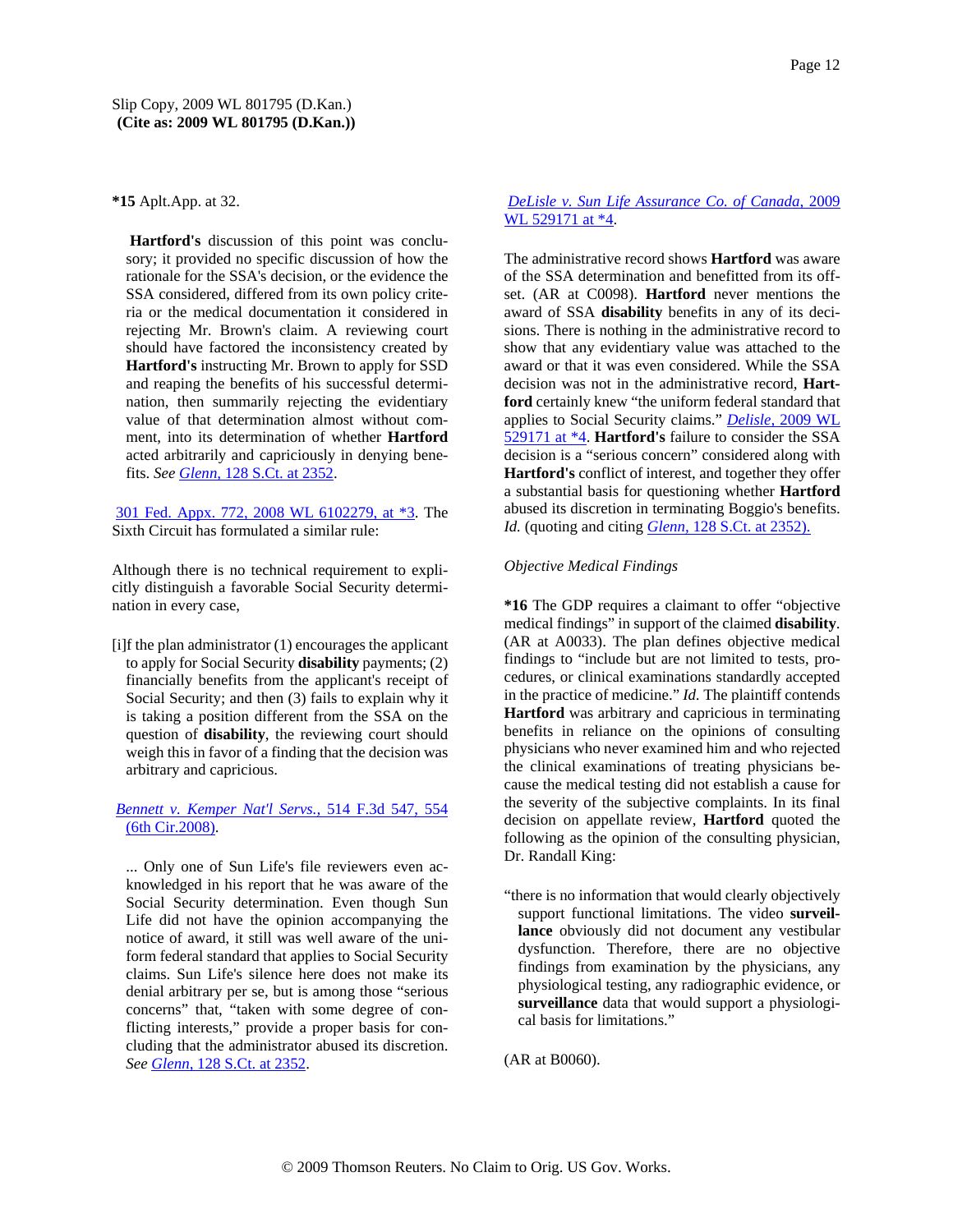*15 Aplt.App. at 32.

> **Hartford's** discussion of this point was conclusory; it provided no specific discussion of how the rationale for the SSA's decision, or the evidence the SSA considered, differed from its own policy criteria or the medical documentation it considered in rejecting Mr. Brown's claim. A reviewing court should have factored the inconsistency created by **Hartford's** instructing Mr. Brown to apply for SSD and reaping the benefits of his successful determination, then summarily rejecting the evidentiary value of that determination almost without comment, into its determination of whether **Hartford** acted arbitrarily and capriciously in denying benefits. *See Glenn,* 128 S.Ct. at 2352.

301 Fed. Appx. 772, 2008 WL 6102279, at *3. The Sixth Circuit has formulated a similar rule:

Although there is no technical requirement to explicitly distinguish a favorable Social Security determination in every case,

> [i]f the plan administrator (1) encourages the applicant to apply for Social Security **disability** payments; (2) financially benefits from the applicant's receipt of Social Security; and then (3) fails to explain why it is taking a position different from the SSA on the question of **disability**, the reviewing court should weigh this in favor of a finding that the decision was arbitrary and capricious.

*Bennett v. Kemper Nat'l Servs.,* 514 F.3d 547, 554 (6th Cir.2008).

> ... Only one of Sun Life's file reviewers even acknowledged in his report that he was aware of the Social Security determination. Even though Sun Life did not have the opinion accompanying the notice of award, it still was well aware of the uniform federal standard that applies to Social Security claims. Sun Life's silence here does not make its denial arbitrary per se, but is among those "serious concerns" that, "taken with some degree of conflicting interests," provide a proper basis for concluding that the administrator abused its discretion. *See Glenn,* 128 S.Ct. at 2352.

*DeLisle v. Sun Life Assurance Co. of Canada,* 2009 WL 529171 at *4.

The administrative record shows **Hartford** was aware of the SSA determination and benefitted from its offset. (AR at C0098). **Hartford** never mentions the award of SSA **disability** benefits in any of its decisions. There is nothing in the administrative record to show that any evidentiary value was attached to the award or that it was even considered. While the SSA decision was not in the administrative record, **Hartford** certainly knew "the uniform federal standard that applies to Social Security claims." *Delisle,* 2009 WL 529171 at *4. **Hartford's** failure to consider the SSA decision is a "serious concern" considered along with **Hartford's** conflict of interest, and together they offer a substantial basis for questioning whether **Hartford** abused its discretion in terminating Boggio's benefits. *Id.* (quoting and citing *Glenn,* 128 S.Ct. at 2352).

*Objective Medical Findings*

**\*16** The GDP requires a claimant to offer "objective medical findings" in support of the claimed **disability**. (AR at A0033). The plan defines objective medical findings to "include but are not limited to tests, procedures, or clinical examinations standardly accepted in the practice of medicine." *Id.* The plaintiff contends **Hartford** was arbitrary and capricious in terminating benefits in reliance on the opinions of consulting physicians who never examined him and who rejected the clinical examinations of treating physicians because the medical testing did not establish a cause for the severity of the subjective complaints. In its final decision on appellate review, **Hartford** quoted the following as the opinion of the consulting physician, Dr. Randall King:

> "there is no information that would clearly objectively support functional limitations. The video **surveillance** obviously did not document any vestibular dysfunction. Therefore, there are no objective findings from examination by the physicians, any physiological testing, any radiographic evidence, or **surveillance** data that would support a physiological basis for limitations."

(AR at B0060).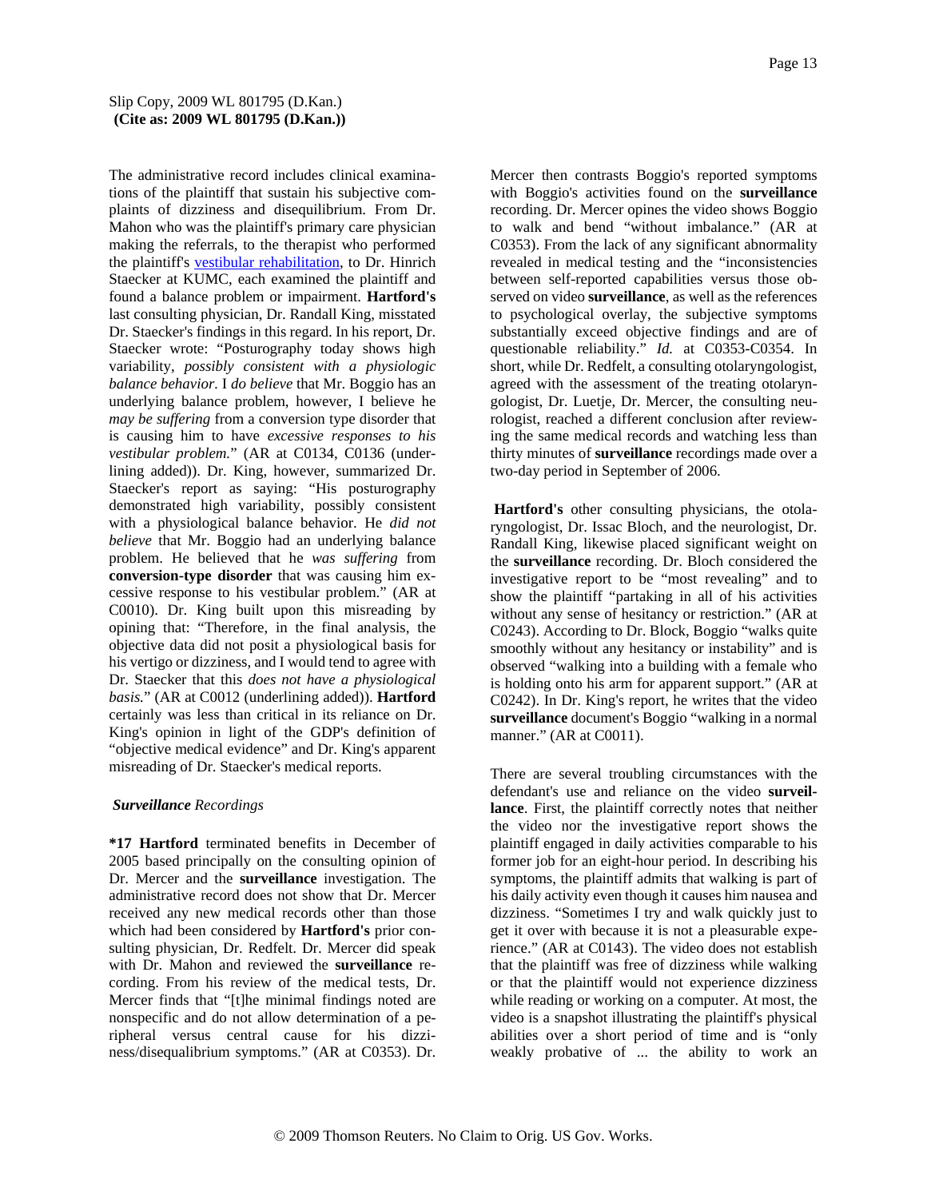The administrative record includes clinical examinations of the plaintiff that sustain his subjective complaints of dizziness and disequilibrium. From Dr. Mahon who was the plaintiff's primary care physician making the referrals, to the therapist who performed the plaintiff's vestibular rehabilitation, to Dr. Hinrich Staecker at KUMC, each examined the plaintiff and found a balance problem or impairment. **Hartford's** last consulting physician, Dr. Randall King, misstated Dr. Staecker's findings in this regard. In his report, Dr. Staecker wrote: "Posturography today shows high variability, *possibly consistent with a physiologic balance behavior.* I *do believe* that Mr. Boggio has an underlying balance problem, however, I believe he *may be suffering* from a conversion type disorder that is causing him to have *excessive responses to his vestibular problem.*" (AR at C0134, C0136 (underlining added)). Dr. King, however, summarized Dr. Staecker's report as saying: "His posturography demonstrated high variability, possibly consistent with a physiological balance behavior. He *did not believe* that Mr. Boggio had an underlying balance problem. He believed that he *was suffering* from **conversion-type disorder** that was causing him excessive response to his vestibular problem." (AR at C0010). Dr. King built upon this misreading by opining that: "Therefore, in the final analysis, the objective data did not posit a physiological basis for his vertigo or dizziness, and I would tend to agree with Dr. Staecker that this *does not have a physiological basis.*" (AR at C0012 (underlining added)). **Hartford** certainly was less than critical in its reliance on Dr. King's opinion in light of the GDP's definition of "objective medical evidence" and Dr. King's apparent misreading of Dr. Staecker's medical reports.

***Surveillance** Recordings*

**\*17 Hartford** terminated benefits in December of 2005 based principally on the consulting opinion of Dr. Mercer and the **surveillance** investigation. The administrative record does not show that Dr. Mercer received any new medical records other than those which had been considered by **Hartford's** prior consulting physician, Dr. Redfelt. Dr. Mercer did speak with Dr. Mahon and reviewed the **surveillance** recording. From his review of the medical tests, Dr. Mercer finds that "[t]he minimal findings noted are nonspecific and do not allow determination of a peripheral versus central cause for his dizziness/disequalibrium symptoms." (AR at C0353). Dr. Mercer then contrasts Boggio's reported symptoms with Boggio's activities found on the **surveillance** recording. Dr. Mercer opines the video shows Boggio to walk and bend "without imbalance." (AR at C0353). From the lack of any significant abnormality revealed in medical testing and the "inconsistencies between self-reported capabilities versus those observed on video **surveillance**, as well as the references to psychological overlay, the subjective symptoms substantially exceed objective findings and are of questionable reliability." *Id.* at C0353-C0354. In short, while Dr. Redfelt, a consulting otolaryngologist, agreed with the assessment of the treating otolaryngologist, Dr. Luetje, Dr. Mercer, the consulting neurologist, reached a different conclusion after reviewing the same medical records and watching less than thirty minutes of **surveillance** recordings made over a two-day period in September of 2006.

**Hartford's** other consulting physicians, the otolaryngologist, Dr. Issac Bloch, and the neurologist, Dr. Randall King, likewise placed significant weight on the **surveillance** recording. Dr. Bloch considered the investigative report to be "most revealing" and to show the plaintiff "partaking in all of his activities without any sense of hesitancy or restriction." (AR at C0243). According to Dr. Block, Boggio "walks quite smoothly without any hesitancy or instability" and is observed "walking into a building with a female who is holding onto his arm for apparent support." (AR at C0242). In Dr. King's report, he writes that the video **surveillance** document's Boggio "walking in a normal manner." (AR at C0011).

There are several troubling circumstances with the defendant's use and reliance on the video **surveillance**. First, the plaintiff correctly notes that neither the video nor the investigative report shows the plaintiff engaged in daily activities comparable to his former job for an eight-hour period. In describing his symptoms, the plaintiff admits that walking is part of his daily activity even though it causes him nausea and dizziness. "Sometimes I try and walk quickly just to get it over with because it is not a pleasurable experience." (AR at C0143). The video does not establish that the plaintiff was free of dizziness while walking or that the plaintiff would not experience dizziness while reading or working on a computer. At most, the video is a snapshot illustrating the plaintiff's physical abilities over a short period of time and is "only weakly probative of ... the ability to work an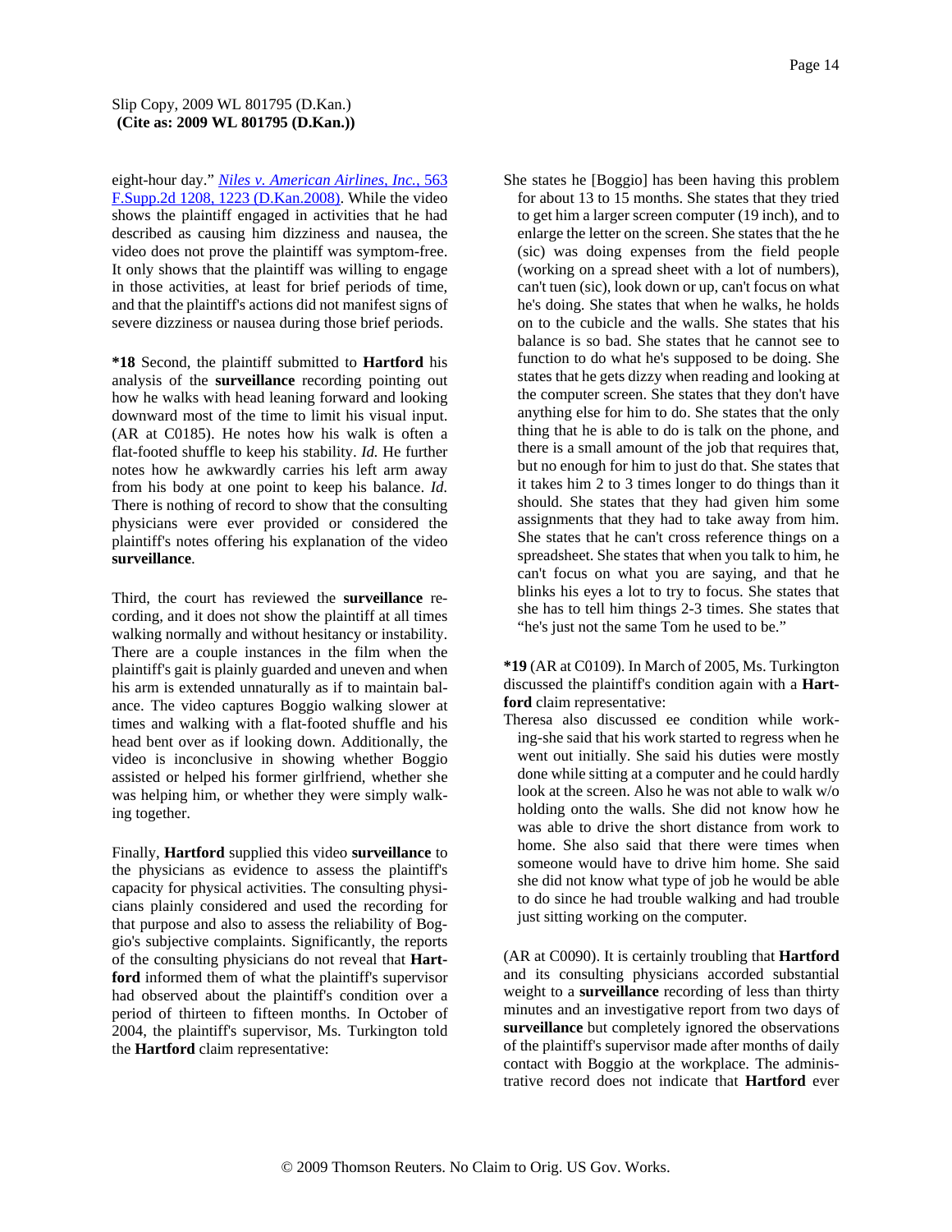eight-hour day." *Niles v. American Airlines, Inc.*, 563 F.Supp.2d 1208, 1223 (D.Kan.2008). While the video shows the plaintiff engaged in activities that he had described as causing him dizziness and nausea, the video does not prove the plaintiff was symptom-free. It only shows that the plaintiff was willing to engage in those activities, at least for brief periods of time, and that the plaintiff's actions did not manifest signs of severe dizziness or nausea during those brief periods.

**\*18** Second, the plaintiff submitted to **Hartford** his analysis of the **surveillance** recording pointing out how he walks with head leaning forward and looking downward most of the time to limit his visual input. (AR at C0185). He notes how his walk is often a flat-footed shuffle to keep his stability. *Id.* He further notes how he awkwardly carries his left arm away from his body at one point to keep his balance. *Id.* There is nothing of record to show that the consulting physicians were ever provided or considered the plaintiff's notes offering his explanation of the video **surveillance**.

Third, the court has reviewed the **surveillance** recording, and it does not show the plaintiff at all times walking normally and without hesitancy or instability. There are a couple instances in the film when the plaintiff's gait is plainly guarded and uneven and when his arm is extended unnaturally as if to maintain balance. The video captures Boggio walking slower at times and walking with a flat-footed shuffle and his head bent over as if looking down. Additionally, the video is inconclusive in showing whether Boggio assisted or helped his former girlfriend, whether she was helping him, or whether they were simply walking together.

Finally, **Hartford** supplied this video **surveillance** to the physicians as evidence to assess the plaintiff's capacity for physical activities. The consulting physicians plainly considered and used the recording for that purpose and also to assess the reliability of Boggio's subjective complaints. Significantly, the reports of the consulting physicians do not reveal that **Hartford** informed them of what the plaintiff's supervisor had observed about the plaintiff's condition over a period of thirteen to fifteen months. In October of 2004, the plaintiff's supervisor, Ms. Turkington told the **Hartford** claim representative:

> She states he [Boggio] has been having this problem for about 13 to 15 months. She states that they tried to get him a larger screen computer (19 inch), and to enlarge the letter on the screen. She states that the he (sic) was doing expenses from the field people (working on a spread sheet with a lot of numbers), can't tuen (sic), look down or up, can't focus on what he's doing. She states that when he walks, he holds on to the cubicle and the walls. She states that his balance is so bad. She states that he cannot see to function to do what he's supposed to be doing. She states that he gets dizzy when reading and looking at the computer screen. She states that they don't have anything else for him to do. She states that the only thing that he is able to do is talk on the phone, and there is a small amount of the job that requires that, but no enough for him to just do that. She states that it takes him 2 to 3 times longer to do things than it should. She states that they had given him some assignments that they had to take away from him. She states that he can't cross reference things on a spreadsheet. She states that when you talk to him, he can't focus on what you are saying, and that he blinks his eyes a lot to try to focus. She states that she has to tell him things 2-3 times. She states that "he's just not the same Tom he used to be."

**\*19** (AR at C0109). In March of 2005, Ms. Turkington discussed the plaintiff's condition again with a **Hartford** claim representative:

> Theresa also discussed ee condition while working-she said that his work started to regress when he went out initially. She said his duties were mostly done while sitting at a computer and he could hardly look at the screen. Also he was not able to walk w/o holding onto the walls. She did not know how he was able to drive the short distance from work to home. She also said that there were times when someone would have to drive him home. She said she did not know what type of job he would be able to do since he had trouble walking and had trouble just sitting working on the computer.

(AR at C0090). It is certainly troubling that **Hartford** and its consulting physicians accorded substantial weight to a **surveillance** recording of less than thirty minutes and an investigative report from two days of **surveillance** but completely ignored the observations of the plaintiff's supervisor made after months of daily contact with Boggio at the workplace. The administrative record does not indicate that **Hartford** ever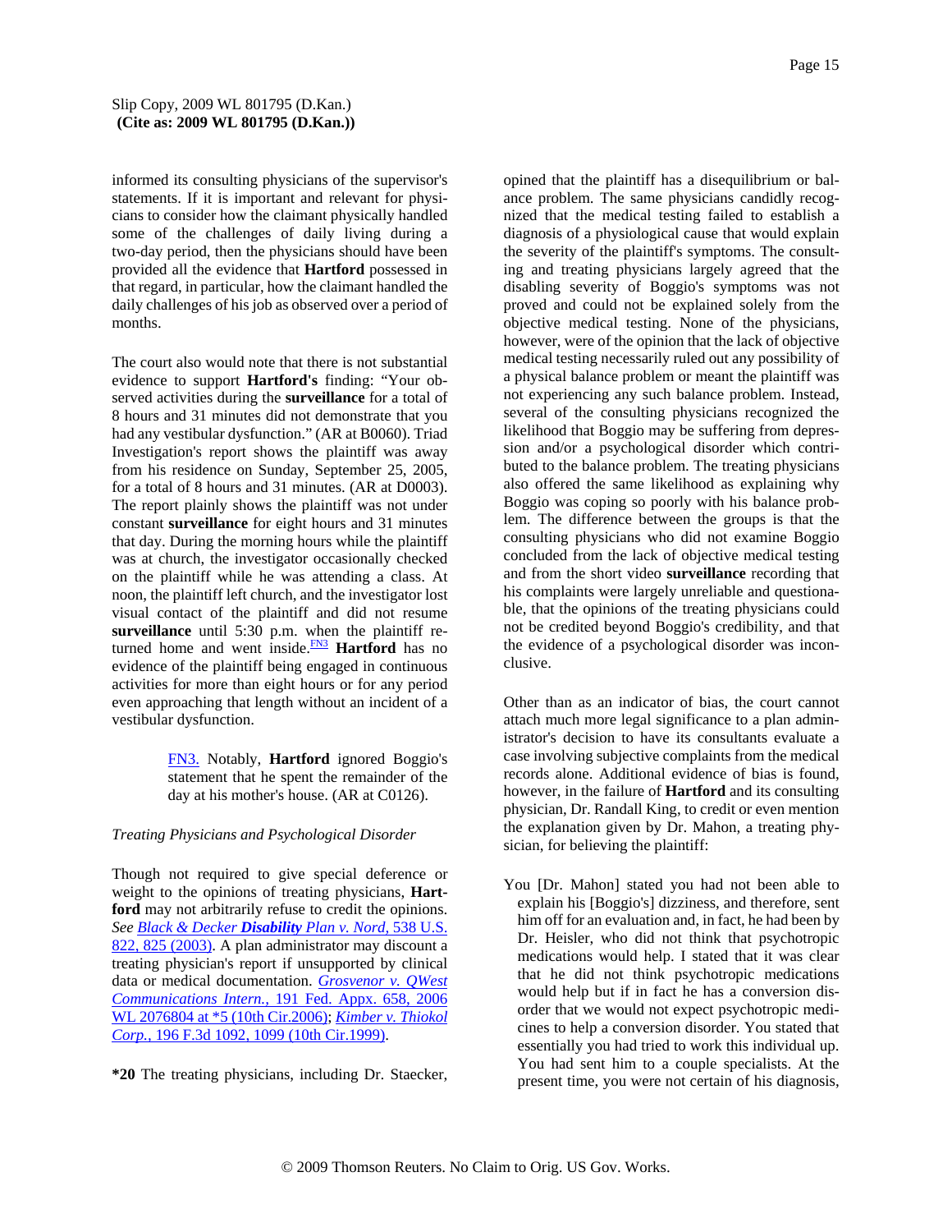informed its consulting physicians of the supervisor's statements. If it is important and relevant for physicians to consider how the claimant physically handled some of the challenges of daily living during a two-day period, then the physicians should have been provided all the evidence that **Hartford** possessed in that regard, in particular, how the claimant handled the daily challenges of his job as observed over a period of months.

The court also would note that there is not substantial evidence to support **Hartford's** finding: "Your observed activities during the **surveillance** for a total of 8 hours and 31 minutes did not demonstrate that you had any vestibular dysfunction." (AR at B0060). Triad Investigation's report shows the plaintiff was away from his residence on Sunday, September 25, 2005, for a total of 8 hours and 31 minutes. (AR at D0003). The report plainly shows the plaintiff was not under constant **surveillance** for eight hours and 31 minutes that day. During the morning hours while the plaintiff was at church, the investigator occasionally checked on the plaintiff while he was attending a class. At noon, the plaintiff left church, and the investigator lost visual contact of the plaintiff and did not resume **surveillance** until 5:30 p.m. when the plaintiff returned home and went inside.[FN3] **Hartford** has no evidence of the plaintiff being engaged in continuous activities for more than eight hours or for any period even approaching that length without an incident of a vestibular dysfunction.

> FN3. Notably, **Hartford** ignored Boggio's statement that he spent the remainder of the day at his mother's house. (AR at C0126).

*Treating Physicians and Psychological Disorder*

Though not required to give special deference or weight to the opinions of treating physicians, **Hartford** may not arbitrarily refuse to credit the opinions. *See* *Black & Decker **Disability** Plan v. Nord,* 538 U.S. 822, 825 (2003). A plan administrator may discount a treating physician's report if unsupported by clinical data or medical documentation. *Grosvenor v. QWest Communications Intern.,* 191 Fed. Appx. 658, 2006 WL 2076804 at *5 (10th Cir.2006); *Kimber v. Thiokol Corp.,* 196 F.3d 1092, 1099 (10th Cir.1999).

**\*20** The treating physicians, including Dr. Staecker, opined that the plaintiff has a disequilibrium or balance problem. The same physicians candidly recognized that the medical testing failed to establish a diagnosis of a physiological cause that would explain the severity of the plaintiff's symptoms. The consulting and treating physicians largely agreed that the disabling severity of Boggio's symptoms was not proved and could not be explained solely from the objective medical testing. None of the physicians, however, were of the opinion that the lack of objective medical testing necessarily ruled out any possibility of a physical balance problem or meant the plaintiff was not experiencing any such balance problem. Instead, several of the consulting physicians recognized the likelihood that Boggio may be suffering from depression and/or a psychological disorder which contributed to the balance problem. The treating physicians also offered the same likelihood as explaining why Boggio was coping so poorly with his balance problem. The difference between the groups is that the consulting physicians who did not examine Boggio concluded from the lack of objective medical testing and from the short video **surveillance** recording that his complaints were largely unreliable and questionable, that the opinions of the treating physicians could not be credited beyond Boggio's credibility, and that the evidence of a psychological disorder was inconclusive.

Other than as an indicator of bias, the court cannot attach much more legal significance to a plan administrator's decision to have its consultants evaluate a case involving subjective complaints from the medical records alone. Additional evidence of bias is found, however, in the failure of **Hartford** and its consulting physician, Dr. Randall King, to credit or even mention the explanation given by Dr. Mahon, a treating physician, for believing the plaintiff:

> You [Dr. Mahon] stated you had not been able to explain his [Boggio's] dizziness, and therefore, sent him off for an evaluation and, in fact, he had been by Dr. Heisler, who did not think that psychotropic medications would help. I stated that it was clear that he did not think psychotropic medications would help but if in fact he has a conversion disorder that we would not expect psychotropic medicines to help a conversion disorder. You stated that essentially you had tried to work this individual up. You had sent him to a couple specialists. At the present time, you were not certain of his diagnosis,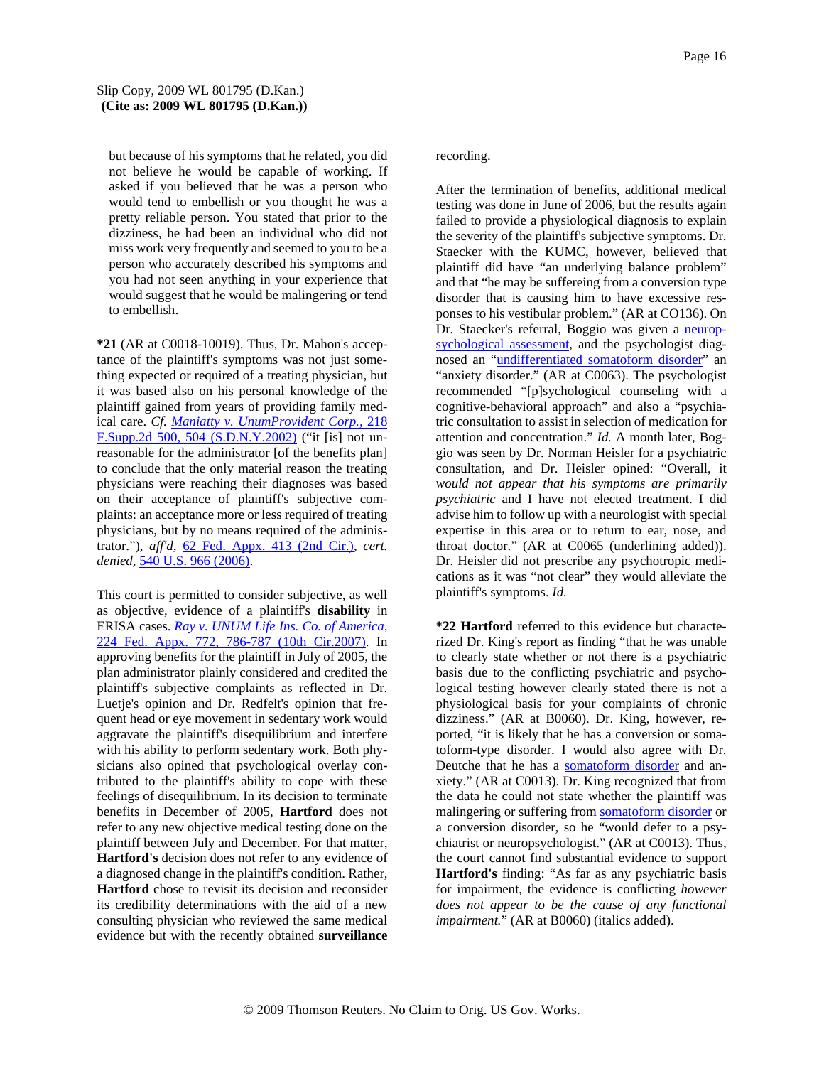but because of his symptoms that he related, you did not believe he would be capable of working. If asked if you believed that he was a person who would tend to embellish or you thought he was a pretty reliable person. You stated that prior to the dizziness, he had been an individual who did not miss work very frequently and seemed to you to be a person who accurately described his symptoms and you had not seen anything in your experience that would suggest that he would be malingering or tend to embellish.

**\*21** (AR at C0018-10019). Thus, Dr. Mahon's acceptance of the plaintiff's symptoms was not just something expected or required of a treating physician, but it was based also on his personal knowledge of the plaintiff gained from years of providing family medical care. *Cf. Maniatty v. UnumProvident Corp.,* 218 F.Supp.2d 500, 504 (S.D.N.Y.2002) ("it [is] not unreasonable for the administrator [of the benefits plan] to conclude that the only material reason the treating physicians were reaching their diagnoses was based on their acceptance of plaintiff's subjective complaints: an acceptance more or less required of treating physicians, but by no means required of the administrator."), *aff'd,* 62 Fed. Appx. 413 (2nd Cir.), *cert. denied,* 540 U.S. 966 (2006).

This court is permitted to consider subjective, as well as objective, evidence of a plaintiff's **disability** in ERISA cases. *Ray v. UNUM Life Ins. Co. of America,* 224 Fed. Appx. 772, 786-787 (10th Cir.2007). In approving benefits for the plaintiff in July of 2005, the plan administrator plainly considered and credited the plaintiff's subjective complaints as reflected in Dr. Luetje's opinion and Dr. Redfelt's opinion that frequent head or eye movement in sedentary work would aggravate the plaintiff's disequilibrium and interfere with his ability to perform sedentary work. Both physicians also opined that psychological overlay contributed to the plaintiff's ability to cope with these feelings of disequilibrium. In its decision to terminate benefits in December of 2005, **Hartford** does not refer to any new objective medical testing done on the plaintiff between July and December. For that matter, **Hartford's** decision does not refer to any evidence of a diagnosed change in the plaintiff's condition. Rather, **Hartford** chose to revisit its decision and reconsider its credibility determinations with the aid of a new consulting physician who reviewed the same medical evidence but with the recently obtained **surveillance** recording.

After the termination of benefits, additional medical testing was done in June of 2006, but the results again failed to provide a physiological diagnosis to explain the severity of the plaintiff's subjective symptoms. Dr. Staecker with the KUMC, however, believed that plaintiff did have "an underlying balance problem" and that "he may be suffereing from a conversion type disorder that is causing him to have excessive responses to his vestibular problem." (AR at CO136). On Dr. Staecker's referral, Boggio was given a neuropsychological assessment, and the psychologist diagnosed an "undifferentiated somatoform disorder" an "anxiety disorder." (AR at C0063). The psychologist recommended "[p]sychological counseling with a cognitive-behavioral approach" and also a "psychiatric consultation to assist in selection of medication for attention and concentration." *Id.* A month later, Boggio was seen by Dr. Norman Heisler for a psychiatric consultation, and Dr. Heisler opined: "Overall, it *would not appear that his symptoms are primarily psychiatric* and I have not elected treatment. I did advise him to follow up with a neurologist with special expertise in this area or to return to ear, nose, and throat doctor." (AR at C0065 (underlining added)). Dr. Heisler did not prescribe any psychotropic medications as it was "not clear" they would alleviate the plaintiff's symptoms. *Id.*

**\*22 Hartford** referred to this evidence but characterized Dr. King's report as finding "that he was unable to clearly state whether or not there is a psychiatric basis due to the conflicting psychiatric and psychological testing however clearly stated there is not a physiological basis for your complaints of chronic dizziness." (AR at B0060). Dr. King, however, reported, "it is likely that he has a conversion or somatoform-type disorder. I would also agree with Dr. Deutche that he has a somatoform disorder and anxiety." (AR at C0013). Dr. King recognized that from the data he could not state whether the plaintiff was malingering or suffering from somatoform disorder or a conversion disorder, so he "would defer to a psychiatrist or neuropsychologist." (AR at C0013). Thus, the court cannot find substantial evidence to support **Hartford's** finding: "As far as any psychiatric basis for impairment, the evidence is conflicting *however does not appear to be the cause of any functional impairment.*" (AR at B0060) (italics added).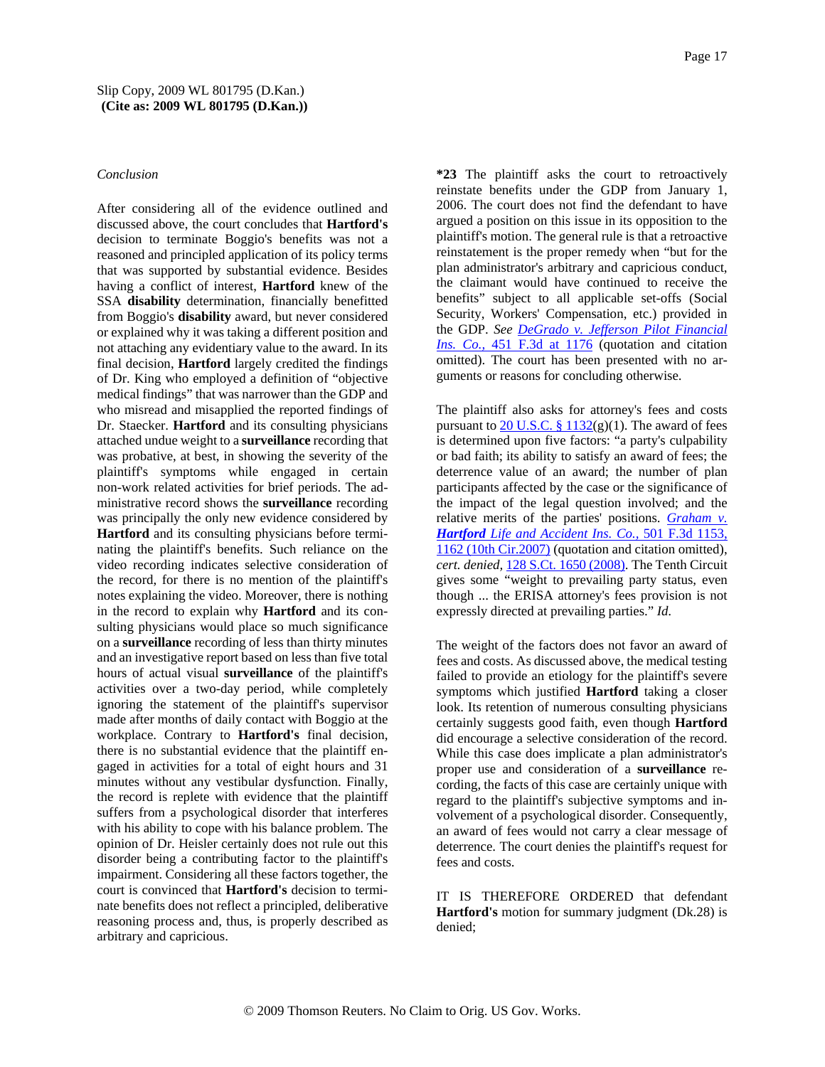*Conclusion*

After considering all of the evidence outlined and discussed above, the court concludes that **Hartford's** decision to terminate Boggio's benefits was not a reasoned and principled application of its policy terms that was supported by substantial evidence. Besides having a conflict of interest, **Hartford** knew of the SSA **disability** determination, financially benefitted from Boggio's **disability** award, but never considered or explained why it was taking a different position and not attaching any evidentiary value to the award. In its final decision, **Hartford** largely credited the findings of Dr. King who employed a definition of "objective medical findings" that was narrower than the GDP and who misread and misapplied the reported findings of Dr. Staecker. **Hartford** and its consulting physicians attached undue weight to a **surveillance** recording that was probative, at best, in showing the severity of the plaintiff's symptoms while engaged in certain non-work related activities for brief periods. The administrative record shows the **surveillance** recording was principally the only new evidence considered by **Hartford** and its consulting physicians before terminating the plaintiff's benefits. Such reliance on the video recording indicates selective consideration of the record, for there is no mention of the plaintiff's notes explaining the video. Moreover, there is nothing in the record to explain why **Hartford** and its consulting physicians would place so much significance on a **surveillance** recording of less than thirty minutes and an investigative report based on less than five total hours of actual visual **surveillance** of the plaintiff's activities over a two-day period, while completely ignoring the statement of the plaintiff's supervisor made after months of daily contact with Boggio at the workplace. Contrary to **Hartford's** final decision, there is no substantial evidence that the plaintiff engaged in activities for a total of eight hours and 31 minutes without any vestibular dysfunction. Finally, the record is replete with evidence that the plaintiff suffers from a psychological disorder that interferes with his ability to cope with his balance problem. The opinion of Dr. Heisler certainly does not rule out this disorder being a contributing factor to the plaintiff's impairment. Considering all these factors together, the court is convinced that **Hartford's** decision to terminate benefits does not reflect a principled, deliberative reasoning process and, thus, is properly described as arbitrary and capricious.

**\*23** The plaintiff asks the court to retroactively reinstate benefits under the GDP from January 1, 2006. The court does not find the defendant to have argued a position on this issue in its opposition to the plaintiff's motion. The general rule is that a retroactive reinstatement is the proper remedy when "but for the plan administrator's arbitrary and capricious conduct, the claimant would have continued to receive the benefits" subject to all applicable set-offs (Social Security, Workers' Compensation, etc.) provided in the GDP. *See DeGrado v. Jefferson Pilot Financial Ins. Co.,* 451 F.3d at 1176 (quotation and citation omitted). The court has been presented with no arguments or reasons for concluding otherwise.

The plaintiff also asks for attorney's fees and costs pursuant to 20 U.S.C. § 1132(g)(1). The award of fees is determined upon five factors: "a party's culpability or bad faith; its ability to satisfy an award of fees; the deterrence value of an award; the number of plan participants affected by the case or the significance of the impact of the legal question involved; and the relative merits of the parties' positions. *Graham v. **Hartford** Life and Accident Ins. Co.,* 501 F.3d 1153, 1162 (10th Cir.2007) (quotation and citation omitted), *cert. denied,* 128 S.Ct. 1650 (2008). The Tenth Circuit gives some "weight to prevailing party status, even though ... the ERISA attorney's fees provision is not expressly directed at prevailing parties." *Id.*

The weight of the factors does not favor an award of fees and costs. As discussed above, the medical testing failed to provide an etiology for the plaintiff's severe symptoms which justified **Hartford** taking a closer look. Its retention of numerous consulting physicians certainly suggests good faith, even though **Hartford** did encourage a selective consideration of the record. While this case does implicate a plan administrator's proper use and consideration of a **surveillance** recording, the facts of this case are certainly unique with regard to the plaintiff's subjective symptoms and involvement of a psychological disorder. Consequently, an award of fees would not carry a clear message of deterrence. The court denies the plaintiff's request for fees and costs.

IT IS THEREFORE ORDERED that defendant **Hartford's** motion for summary judgment (Dk.28) is denied;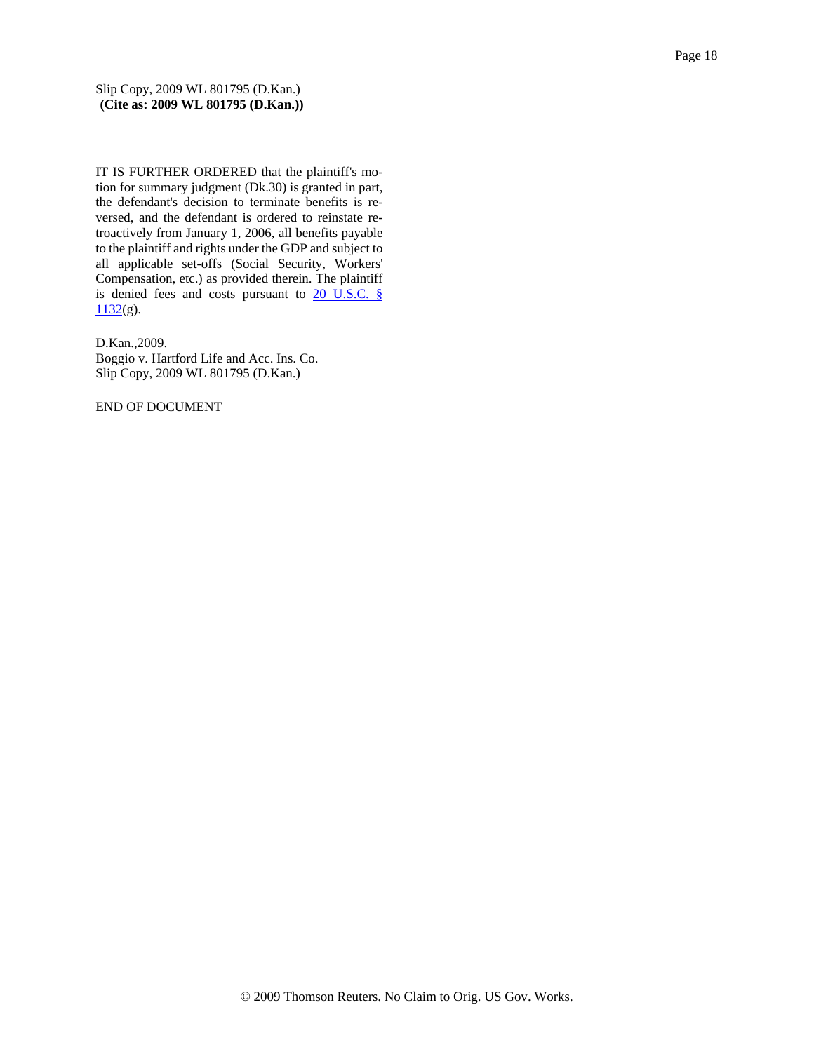IT IS FURTHER ORDERED that the plaintiff's motion for summary judgment (Dk.30) is granted in part, the defendant's decision to terminate benefits is reversed, and the defendant is ordered to reinstate retroactively from January 1, 2006, all benefits payable to the plaintiff and rights under the GDP and subject to all applicable set-offs (Social Security, Workers' Compensation, etc.) as provided therein. The plaintiff is denied fees and costs pursuant to 20 U.S.C. § 1132(g).

D.Kan.,2009.
Boggio v. Hartford Life and Acc. Ins. Co.
Slip Copy, 2009 WL 801795 (D.Kan.)

END OF DOCUMENT